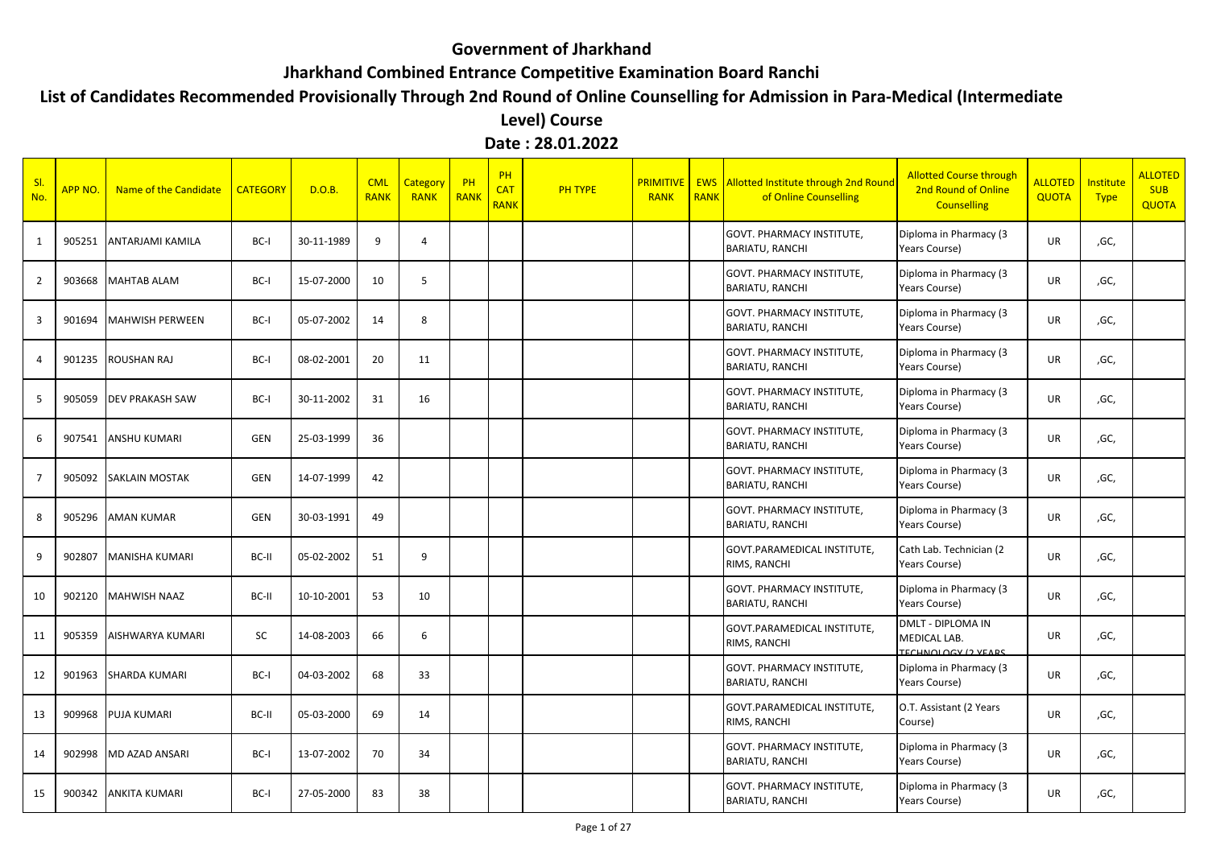# Government of Jharkhand

## Jharkhand Combined Entrance Competitive Examination Board Ranchi

### List of Candidates Recommended Provisionally Through 2nd Round of Online Counselling for Admission in Para-Medical (Intermediate Level) Course

**Date : 28.01.2022**

| Sl. No. | APP NO. | Name of the Candidate | CATEGORY | D.O.B. | CML RANK | Category RANK | PH RANK | PH CAT RANK | PH TYPE | PRIMITIVE RANK | EWS RANK | Allotted Institute through 2nd Round of Online Counselling | Allotted Course through 2nd Round of Online Counselling | ALLOTED QUOTA | Institute Type | ALLOTED SUB QUOTA |
|---|---|---|---|---|---|---|---|---|---|---|---|---|---|---|---|---|
| 1 | 905251 | ANTARJAMI KAMILA | BC-I | 30-11-1989 | 9 | 4 | | | | | | GOVT. PHARMACY INSTITUTE, BARIATU, RANCHI | Diploma in Pharmacy (3 Years Course) | UR | ,GC, | |
| 2 | 903668 | MAHTAB ALAM | BC-I | 15-07-2000 | 10 | 5 | | | | | | GOVT. PHARMACY INSTITUTE, BARIATU, RANCHI | Diploma in Pharmacy (3 Years Course) | UR | ,GC, | |
| 3 | 901694 | MAHWISH PERWEEN | BC-I | 05-07-2002 | 14 | 8 | | | | | | GOVT. PHARMACY INSTITUTE, BARIATU, RANCHI | Diploma in Pharmacy (3 Years Course) | UR | ,GC, | |
| 4 | 901235 | ROUSHAN RAJ | BC-I | 08-02-2001 | 20 | 11 | | | | | | GOVT. PHARMACY INSTITUTE, BARIATU, RANCHI | Diploma in Pharmacy (3 Years Course) | UR | ,GC, | |
| 5 | 905059 | DEV PRAKASH SAW | BC-I | 30-11-2002 | 31 | 16 | | | | | | GOVT. PHARMACY INSTITUTE, BARIATU, RANCHI | Diploma in Pharmacy (3 Years Course) | UR | ,GC, | |
| 6 | 907541 | ANSHU KUMARI | GEN | 25-03-1999 | 36 | | | | | | | GOVT. PHARMACY INSTITUTE, BARIATU, RANCHI | Diploma in Pharmacy (3 Years Course) | UR | ,GC, | |
| 7 | 905092 | SAKLAIN MOSTAK | GEN | 14-07-1999 | 42 | | | | | | | GOVT. PHARMACY INSTITUTE, BARIATU, RANCHI | Diploma in Pharmacy (3 Years Course) | UR | ,GC, | |
| 8 | 905296 | AMAN KUMAR | GEN | 30-03-1991 | 49 | | | | | | | GOVT. PHARMACY INSTITUTE, BARIATU, RANCHI | Diploma in Pharmacy (3 Years Course) | UR | ,GC, | |
| 9 | 902807 | MANISHA KUMARI | BC-II | 05-02-2002 | 51 | 9 | | | | | | GOVT.PARAMEDICAL INSTITUTE, RIMS, RANCHI | Cath Lab. Technician (2 Years Course) | UR | ,GC, | |
| 10 | 902120 | MAHWISH NAAZ | BC-II | 10-10-2001 | 53 | 10 | | | | | | GOVT. PHARMACY INSTITUTE, BARIATU, RANCHI | Diploma in Pharmacy (3 Years Course) | UR | ,GC, | |
| 11 | 905359 | AISHWARYA KUMARI | SC | 14-08-2003 | 66 | 6 | | | | | | GOVT.PARAMEDICAL INSTITUTE, RIMS, RANCHI | DMLT - DIPLOMA IN MEDICAL LAB. TECHNOLOGY (2 YEARS | UR | ,GC, | |
| 12 | 901963 | SHARDA KUMARI | BC-I | 04-03-2002 | 68 | 33 | | | | | | GOVT. PHARMACY INSTITUTE, BARIATU, RANCHI | Diploma in Pharmacy (3 Years Course) | UR | ,GC, | |
| 13 | 909968 | PUJA KUMARI | BC-II | 05-03-2000 | 69 | 14 | | | | | | GOVT.PARAMEDICAL INSTITUTE, RIMS, RANCHI | O.T. Assistant (2 Years Course) | UR | ,GC, | |
| 14 | 902998 | MD AZAD ANSARI | BC-I | 13-07-2002 | 70 | 34 | | | | | | GOVT. PHARMACY INSTITUTE, BARIATU, RANCHI | Diploma in Pharmacy (3 Years Course) | UR | ,GC, | |
| 15 | 900342 | ANKITA KUMARI | BC-I | 27-05-2000 | 83 | 38 | | | | | | GOVT. PHARMACY INSTITUTE, BARIATU, RANCHI | Diploma in Pharmacy (3 Years Course) | UR | ,GC, | |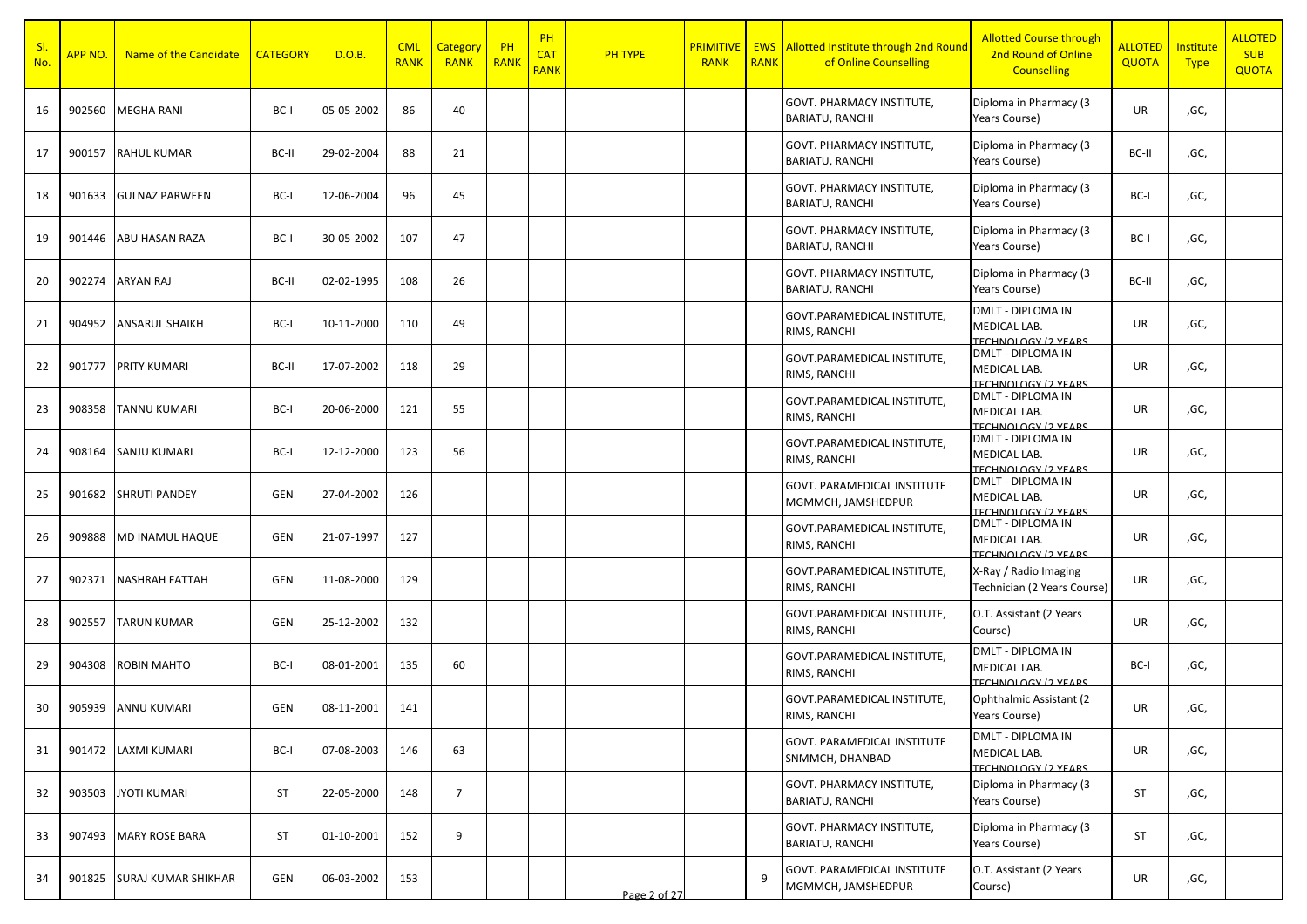| Sl. No. | APP NO. | Name of the Candidate | CATEGORY | D.O.B. | CML RANK | Category RANK | PH RANK | PH CAT RANK | PH TYPE | PRIMITIVE RANK | EWS RANK | Allotted Institute through 2nd Round of Online Counselling | Allotted Course through 2nd Round of Online Counselling | ALLOTED QUOTA | Institute Type | ALLOTED SUB QUOTA |
|---|---|---|---|---|---|---|---|---|---|---|---|---|---|---|---|---|
| 16 | 902560 | MEGHA RANI | BC-I | 05-05-2002 | 86 | 40 | | | | | | GOVT. PHARMACY INSTITUTE, BARIATU, RANCHI | Diploma in Pharmacy (3 Years Course) | UR | ,GC, | |
| 17 | 900157 | RAHUL KUMAR | BC-II | 29-02-2004 | 88 | 21 | | | | | | GOVT. PHARMACY INSTITUTE, BARIATU, RANCHI | Diploma in Pharmacy (3 Years Course) | BC-II | ,GC, | |
| 18 | 901633 | GULNAZ PARWEEN | BC-I | 12-06-2004 | 96 | 45 | | | | | | GOVT. PHARMACY INSTITUTE, BARIATU, RANCHI | Diploma in Pharmacy (3 Years Course) | BC-I | ,GC, | |
| 19 | 901446 | ABU HASAN RAZA | BC-I | 30-05-2002 | 107 | 47 | | | | | | GOVT. PHARMACY INSTITUTE, BARIATU, RANCHI | Diploma in Pharmacy (3 Years Course) | BC-I | ,GC, | |
| 20 | 902274 | ARYAN RAJ | BC-II | 02-02-1995 | 108 | 26 | | | | | | GOVT. PHARMACY INSTITUTE, BARIATU, RANCHI | Diploma in Pharmacy (3 Years Course) | BC-II | ,GC, | |
| 21 | 904952 | ANSARUL SHAIKH | BC-I | 10-11-2000 | 110 | 49 | | | | | | GOVT.PARAMEDICAL INSTITUTE, RIMS, RANCHI | DMLT - DIPLOMA IN MEDICAL LAB. TECHNOLOGY (2 YEARS | UR | ,GC, | |
| 22 | 901777 | PRITY KUMARI | BC-II | 17-07-2002 | 118 | 29 | | | | | | GOVT.PARAMEDICAL INSTITUTE, RIMS, RANCHI | DMLT - DIPLOMA IN MEDICAL LAB. TECHNOLOGY (2 YEARS | UR | ,GC, | |
| 23 | 908358 | TANNU KUMARI | BC-I | 20-06-2000 | 121 | 55 | | | | | | GOVT.PARAMEDICAL INSTITUTE, RIMS, RANCHI | DMLT - DIPLOMA IN MEDICAL LAB. TECHNOLOGY (2 YEARS | UR | ,GC, | |
| 24 | 908164 | SANJU KUMARI | BC-I | 12-12-2000 | 123 | 56 | | | | | | GOVT.PARAMEDICAL INSTITUTE, RIMS, RANCHI | DMLT - DIPLOMA IN MEDICAL LAB. TECHNOLOGY (2 YEARS | UR | ,GC, | |
| 25 | 901682 | SHRUTI PANDEY | GEN | 27-04-2002 | 126 | | | | | | | GOVT. PARAMEDICAL INSTITUTE MGMMCH, JAMSHEDPUR | DMLT - DIPLOMA IN MEDICAL LAB. TECHNOLOGY (2 YEARS | UR | ,GC, | |
| 26 | 909888 | MD INAMUL HAQUE | GEN | 21-07-1997 | 127 | | | | | | | GOVT.PARAMEDICAL INSTITUTE, RIMS, RANCHI | DMLT - DIPLOMA IN MEDICAL LAB. TECHNOLOGY (2 YEARS | UR | ,GC, | |
| 27 | 902371 | NASHRAH FATTAH | GEN | 11-08-2000 | 129 | | | | | | | GOVT.PARAMEDICAL INSTITUTE, RIMS, RANCHI | X-Ray / Radio Imaging Technician (2 Years Course) | UR | ,GC, | |
| 28 | 902557 | TARUN KUMAR | GEN | 25-12-2002 | 132 | | | | | | | GOVT.PARAMEDICAL INSTITUTE, RIMS, RANCHI | O.T. Assistant (2 Years Course) | UR | ,GC, | |
| 29 | 904308 | ROBIN MAHTO | BC-I | 08-01-2001 | 135 | 60 | | | | | | GOVT.PARAMEDICAL INSTITUTE, RIMS, RANCHI | DMLT - DIPLOMA IN MEDICAL LAB. TECHNOLOGY (2 YEARS | BC-I | ,GC, | |
| 30 | 905939 | ANNU KUMARI | GEN | 08-11-2001 | 141 | | | | | | | GOVT.PARAMEDICAL INSTITUTE, RIMS, RANCHI | Ophthalmic Assistant (2 Years Course) | UR | ,GC, | |
| 31 | 901472 | LAXMI KUMARI | BC-I | 07-08-2003 | 146 | 63 | | | | | | GOVT. PARAMEDICAL INSTITUTE SNMMCH, DHANBAD | DMLT - DIPLOMA IN MEDICAL LAB. TECHNOLOGY (2 YEARS | UR | ,GC, | |
| 32 | 903503 | JYOTI KUMARI | ST | 22-05-2000 | 148 | 7 | | | | | | GOVT. PHARMACY INSTITUTE, BARIATU, RANCHI | Diploma in Pharmacy (3 Years Course) | ST | ,GC, | |
| 33 | 907493 | MARY ROSE BARA | ST | 01-10-2001 | 152 | 9 | | | | | | GOVT. PHARMACY INSTITUTE, BARIATU, RANCHI | Diploma in Pharmacy (3 Years Course) | ST | ,GC, | |
| 34 | 901825 | SURAJ KUMAR SHIKHAR | GEN | 06-03-2002 | 153 | | | | | | 9 | GOVT. PARAMEDICAL INSTITUTE MGMMCH, JAMSHEDPUR | O.T. Assistant (2 Years Course) | UR | ,GC, | |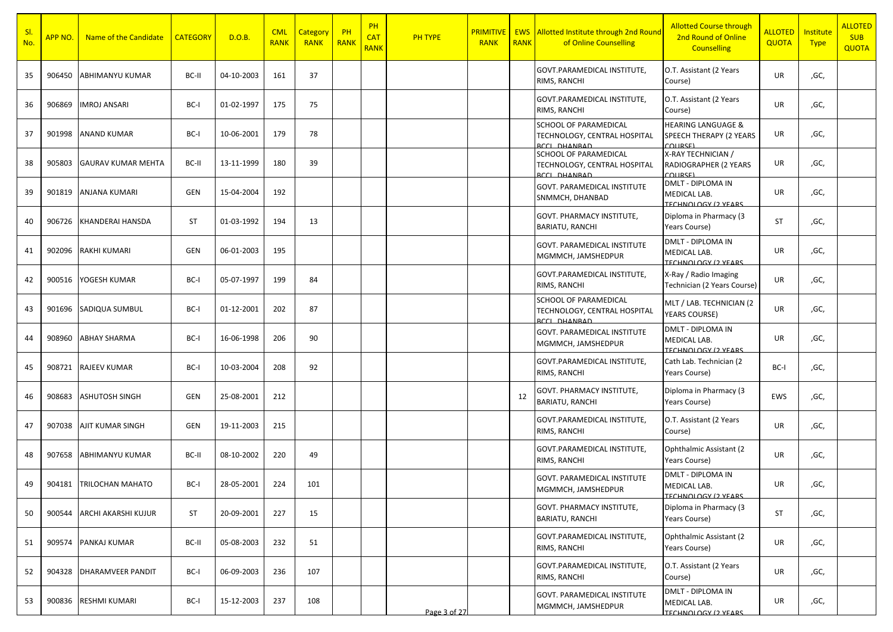| Sl. No. | APP NO. | Name of the Candidate | CATEGORY | D.O.B. | CML RANK | Category RANK | PH RANK | PH CAT RANK | PH TYPE | PRIMITIVE RANK | EWS RANK | Allotted Institute through 2nd Round of Online Counselling | Allotted Course through 2nd Round of Online Counselling | ALLOTED QUOTA | Institute Type | ALLOTED SUB QUOTA |
|---|---|---|---|---|---|---|---|---|---|---|---|---|---|---|---|---|
| 35 | 906450 | ABHIMANYU KUMAR | BC-II | 04-10-2003 | 161 | 37 | | | | | | GOVT.PARAMEDICAL INSTITUTE, RIMS, RANCHI | O.T. Assistant (2 Years Course) | UR | ,GC, | |
| 36 | 906869 | IMROJ ANSARI | BC-I | 01-02-1997 | 175 | 75 | | | | | | GOVT.PARAMEDICAL INSTITUTE, RIMS, RANCHI | O.T. Assistant (2 Years Course) | UR | ,GC, | |
| 37 | 901998 | ANAND KUMAR | BC-I | 10-06-2001 | 179 | 78 | | | | | | SCHOOL OF PARAMEDICAL TECHNOLOGY, CENTRAL HOSPITAL BCCL, DHANBAD | HEARING LANGUAGE & SPEECH THERAPY (2 YEARS COURSE) | UR | ,GC, | |
| 38 | 905803 | GAURAV KUMAR MEHTA | BC-II | 13-11-1999 | 180 | 39 | | | | | | SCHOOL OF PARAMEDICAL TECHNOLOGY, CENTRAL HOSPITAL BCCL, DHANBAD | X-RAY TECHNICIAN / RADIOGRAPHER (2 YEARS COURSE) | UR | ,GC, | |
| 39 | 901819 | ANJANA KUMARI | GEN | 15-04-2004 | 192 | | | | | | | GOVT. PARAMEDICAL INSTITUTE SNMMCH, DHANBAD | DMLT - DIPLOMA IN MEDICAL LAB. TECHNOLOGY (2 YEARS | UR | ,GC, | |
| 40 | 906726 | KHANDERAI HANSDA | ST | 01-03-1992 | 194 | 13 | | | | | | GOVT. PHARMACY INSTITUTE, BARIATU, RANCHI | Diploma in Pharmacy (3 Years Course) | ST | ,GC, | |
| 41 | 902096 | RAKHI KUMARI | GEN | 06-01-2003 | 195 | | | | | | | GOVT. PARAMEDICAL INSTITUTE MGMMCH, JAMSHEDPUR | DMLT - DIPLOMA IN MEDICAL LAB. TECHNOLOGY (2 YEARS | UR | ,GC, | |
| 42 | 900516 | YOGESH KUMAR | BC-I | 05-07-1997 | 199 | 84 | | | | | | GOVT.PARAMEDICAL INSTITUTE, RIMS, RANCHI | X-Ray / Radio Imaging Technician (2 Years Course) | UR | ,GC, | |
| 43 | 901696 | SADIQUA SUMBUL | BC-I | 01-12-2001 | 202 | 87 | | | | | | SCHOOL OF PARAMEDICAL TECHNOLOGY, CENTRAL HOSPITAL BCCL, DHANBAD | MLT / LAB. TECHNICIAN (2 YEARS COURSE) | UR | ,GC, | |
| 44 | 908960 | ABHAY SHARMA | BC-I | 16-06-1998 | 206 | 90 | | | | | | GOVT. PARAMEDICAL INSTITUTE MGMMCH, JAMSHEDPUR | DMLT - DIPLOMA IN MEDICAL LAB. TECHNOLOGY (2 YEARS | UR | ,GC, | |
| 45 | 908721 | RAJEEV KUMAR | BC-I | 10-03-2004 | 208 | 92 | | | | | | GOVT.PARAMEDICAL INSTITUTE, RIMS, RANCHI | Cath Lab. Technician (2 Years Course) | BC-I | ,GC, | |
| 46 | 908683 | ASHUTOSH SINGH | GEN | 25-08-2001 | 212 | | | | | | 12 | GOVT. PHARMACY INSTITUTE, BARIATU, RANCHI | Diploma in Pharmacy (3 Years Course) | EWS | ,GC, | |
| 47 | 907038 | AJIT KUMAR SINGH | GEN | 19-11-2003 | 215 | | | | | | | GOVT.PARAMEDICAL INSTITUTE, RIMS, RANCHI | O.T. Assistant (2 Years Course) | UR | ,GC, | |
| 48 | 907658 | ABHIMANYU KUMAR | BC-II | 08-10-2002 | 220 | 49 | | | | | | GOVT.PARAMEDICAL INSTITUTE, RIMS, RANCHI | Ophthalmic Assistant (2 Years Course) | UR | ,GC, | |
| 49 | 904181 | TRILOCHAN MAHATO | BC-I | 28-05-2001 | 224 | 101 | | | | | | GOVT. PARAMEDICAL INSTITUTE MGMMCH, JAMSHEDPUR | DMLT - DIPLOMA IN MEDICAL LAB. TECHNOLOGY (2 YEARS | UR | ,GC, | |
| 50 | 900544 | ARCHI AKARSHI KUJUR | ST | 20-09-2001 | 227 | 15 | | | | | | GOVT. PHARMACY INSTITUTE, BARIATU, RANCHI | Diploma in Pharmacy (3 Years Course) | ST | ,GC, | |
| 51 | 909574 | PANKAJ KUMAR | BC-II | 05-08-2003 | 232 | 51 | | | | | | GOVT.PARAMEDICAL INSTITUTE, RIMS, RANCHI | Ophthalmic Assistant (2 Years Course) | UR | ,GC, | |
| 52 | 904328 | DHARAMVEER PANDIT | BC-I | 06-09-2003 | 236 | 107 | | | | | | GOVT.PARAMEDICAL INSTITUTE, RIMS, RANCHI | O.T. Assistant (2 Years Course) | UR | ,GC, | |
| 53 | 900836 | RESHMI KUMARI | BC-I | 15-12-2003 | 237 | 108 | | | | | | GOVT. PARAMEDICAL INSTITUTE MGMMCH, JAMSHEDPUR | DMLT - DIPLOMA IN MEDICAL LAB. TECHNOLOGY (2 YEARS | UR | ,GC, | |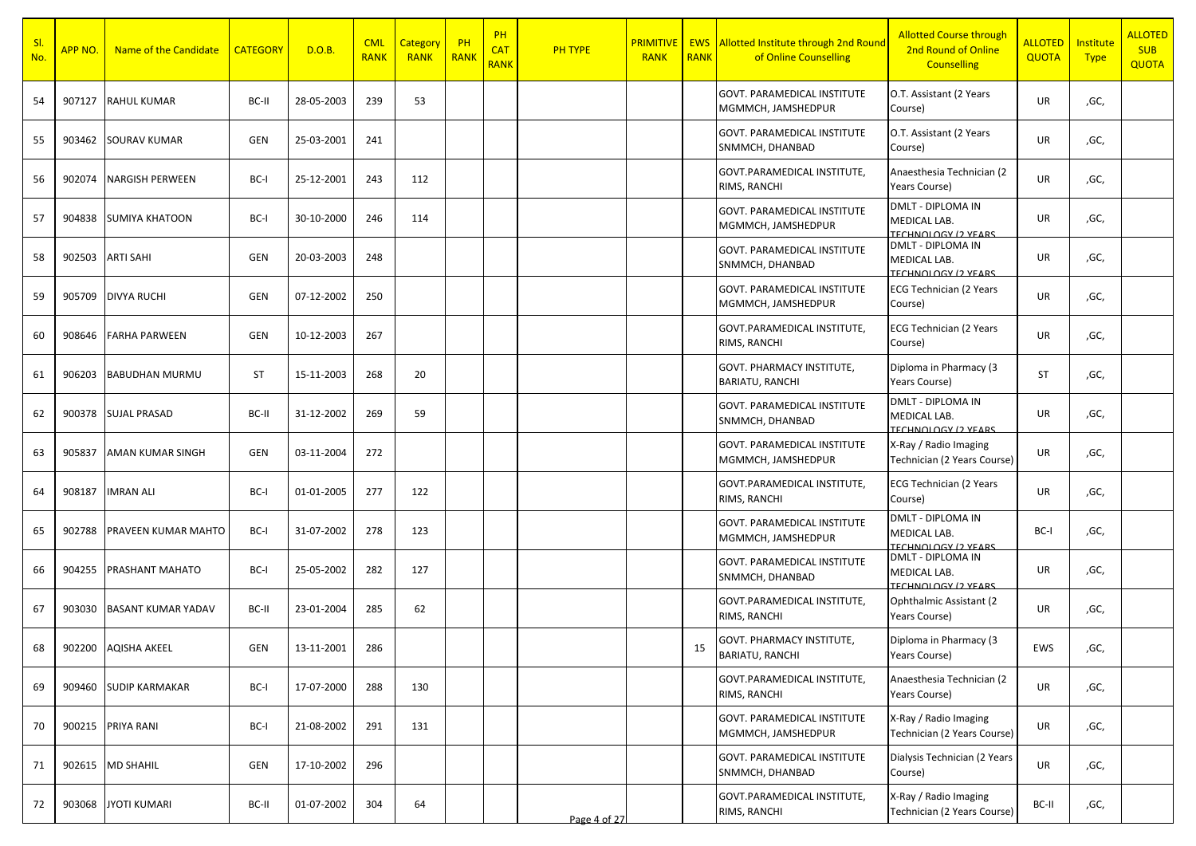| Sl. No. | APP NO. | Name of the Candidate | CATEGORY | D.O.B. | CML RANK | Category RANK | PH RANK | PH CAT RANK | PH TYPE | PRIMITIVE RANK | EWS RANK | Allotted Institute through 2nd Round of Online Counselling | Allotted Course through 2nd Round of Online Counselling | ALLOTED QUOTA | Institute Type | ALLOTED SUB QUOTA |
|---|---|---|---|---|---|---|---|---|---|---|---|---|---|---|---|---|
| 54 | 907127 | RAHUL KUMAR | BC-II | 28-05-2003 | 239 | 53 | | | | | | GOVT. PARAMEDICAL INSTITUTE MGMMCH, JAMSHEDPUR | O.T. Assistant (2 Years Course) | UR | ,GC, | |
| 55 | 903462 | SOURAV KUMAR | GEN | 25-03-2001 | 241 | | | | | | | GOVT. PARAMEDICAL INSTITUTE SNMMCH, DHANBAD | O.T. Assistant (2 Years Course) | UR | ,GC, | |
| 56 | 902074 | NARGISH PERWEEN | BC-I | 25-12-2001 | 243 | 112 | | | | | | GOVT.PARAMEDICAL INSTITUTE, RIMS, RANCHI | Anaesthesia Technician (2 Years Course) | UR | ,GC, | |
| 57 | 904838 | SUMIYA KHATOON | BC-I | 30-10-2000 | 246 | 114 | | | | | | GOVT. PARAMEDICAL INSTITUTE MGMMCH, JAMSHEDPUR | DMLT - DIPLOMA IN MEDICAL LAB. TECHNOLOGY (2 YEARS | UR | ,GC, | |
| 58 | 902503 | ARTI SAHI | GEN | 20-03-2003 | 248 | | | | | | | GOVT. PARAMEDICAL INSTITUTE SNMMCH, DHANBAD | DMLT - DIPLOMA IN MEDICAL LAB. TECHNOLOGY (2 YEARS | UR | ,GC, | |
| 59 | 905709 | DIVYA RUCHI | GEN | 07-12-2002 | 250 | | | | | | | GOVT. PARAMEDICAL INSTITUTE MGMMCH, JAMSHEDPUR | ECG Technician (2 Years Course) | UR | ,GC, | |
| 60 | 908646 | FARHA PARWEEN | GEN | 10-12-2003 | 267 | | | | | | | GOVT.PARAMEDICAL INSTITUTE, RIMS, RANCHI | ECG Technician (2 Years Course) | UR | ,GC, | |
| 61 | 906203 | BABUDHAN MURMU | ST | 15-11-2003 | 268 | 20 | | | | | | GOVT. PHARMACY INSTITUTE, BARIATU, RANCHI | Diploma in Pharmacy (3 Years Course) | ST | ,GC, | |
| 62 | 900378 | SUJAL PRASAD | BC-II | 31-12-2002 | 269 | 59 | | | | | | GOVT. PARAMEDICAL INSTITUTE SNMMCH, DHANBAD | DMLT - DIPLOMA IN MEDICAL LAB. TECHNOLOGY (2 YEARS | UR | ,GC, | |
| 63 | 905837 | AMAN KUMAR SINGH | GEN | 03-11-2004 | 272 | | | | | | | GOVT. PARAMEDICAL INSTITUTE MGMMCH, JAMSHEDPUR | X-Ray / Radio Imaging Technician (2 Years Course) | UR | ,GC, | |
| 64 | 908187 | IMRAN ALI | BC-I | 01-01-2005 | 277 | 122 | | | | | | GOVT.PARAMEDICAL INSTITUTE, RIMS, RANCHI | ECG Technician (2 Years Course) | UR | ,GC, | |
| 65 | 902788 | PRAVEEN KUMAR MAHTO | BC-I | 31-07-2002 | 278 | 123 | | | | | | GOVT. PARAMEDICAL INSTITUTE MGMMCH, JAMSHEDPUR | DMLT - DIPLOMA IN MEDICAL LAB. TECHNOLOGY (2 YEARS | BC-I | ,GC, | |
| 66 | 904255 | PRASHANT MAHATO | BC-I | 25-05-2002 | 282 | 127 | | | | | | GOVT. PARAMEDICAL INSTITUTE SNMMCH, DHANBAD | DMLT - DIPLOMA IN MEDICAL LAB. TECHNOLOGY (2 YEARS | UR | ,GC, | |
| 67 | 903030 | BASANT KUMAR YADAV | BC-II | 23-01-2004 | 285 | 62 | | | | | | GOVT.PARAMEDICAL INSTITUTE, RIMS, RANCHI | Ophthalmic Assistant (2 Years Course) | UR | ,GC, | |
| 68 | 902200 | AQISHA AKEEL | GEN | 13-11-2001 | 286 | | | | | | 15 | GOVT. PHARMACY INSTITUTE, BARIATU, RANCHI | Diploma in Pharmacy (3 Years Course) | EWS | ,GC, | |
| 69 | 909460 | SUDIP KARMAKAR | BC-I | 17-07-2000 | 288 | 130 | | | | | | GOVT.PARAMEDICAL INSTITUTE, RIMS, RANCHI | Anaesthesia Technician (2 Years Course) | UR | ,GC, | |
| 70 | 900215 | PRIYA RANI | BC-I | 21-08-2002 | 291 | 131 | | | | | | GOVT. PARAMEDICAL INSTITUTE MGMMCH, JAMSHEDPUR | X-Ray / Radio Imaging Technician (2 Years Course) | UR | ,GC, | |
| 71 | 902615 | MD SHAHIL | GEN | 17-10-2002 | 296 | | | | | | | GOVT. PARAMEDICAL INSTITUTE SNMMCH, DHANBAD | Dialysis Technician (2 Years Course) | UR | ,GC, | |
| 72 | 903068 | JYOTI KUMARI | BC-II | 01-07-2002 | 304 | 64 | | | | | | GOVT.PARAMEDICAL INSTITUTE, RIMS, RANCHI | X-Ray / Radio Imaging Technician (2 Years Course) | BC-II | ,GC, | |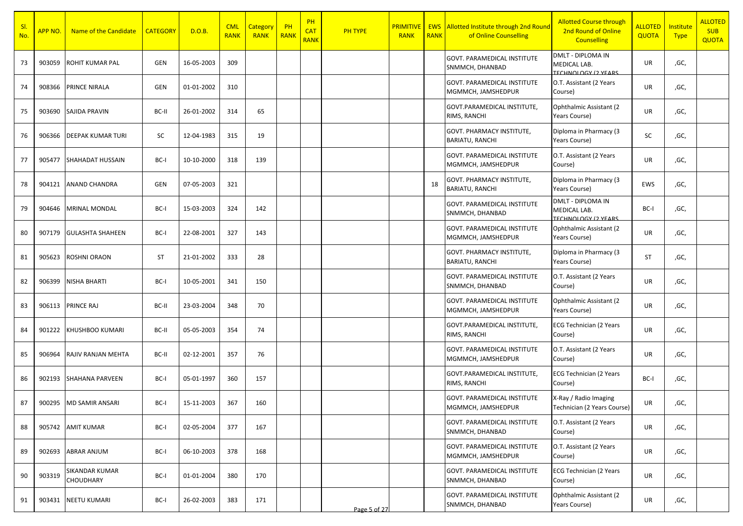| Sl. No. | APP NO. | Name of the Candidate | CATEGORY | D.O.B. | CML RANK | Category RANK | PH RANK | PH CAT RANK | PH TYPE | PRIMITIVE RANK | EWS RANK | Allotted Institute through 2nd Round of Online Counselling | Allotted Course through 2nd Round of Online Counselling | ALLOTED QUOTA | Institute Type | ALLOTED SUB QUOTA |
|---|---|---|---|---|---|---|---|---|---|---|---|---|---|---|---|---|
| 73 | 903059 | ROHIT KUMAR PAL | GEN | 16-05-2003 | 309 | | | | | | | GOVT. PARAMEDICAL INSTITUTE SNMMCH, DHANBAD | DMLT - DIPLOMA IN MEDICAL LAB. TECHNOLOGY (2 YEARS | UR | ,GC, | |
| 74 | 908366 | PRINCE NIRALA | GEN | 01-01-2002 | 310 | | | | | | | GOVT. PARAMEDICAL INSTITUTE MGMMCH, JAMSHEDPUR | O.T. Assistant (2 Years Course) | UR | ,GC, | |
| 75 | 903690 | SAJIDA PRAVIN | BC-II | 26-01-2002 | 314 | 65 | | | | | | GOVT.PARAMEDICAL INSTITUTE, RIMS, RANCHI | Ophthalmic Assistant (2 Years Course) | UR | ,GC, | |
| 76 | 906366 | DEEPAK KUMAR TURI | SC | 12-04-1983 | 315 | 19 | | | | | | GOVT. PHARMACY INSTITUTE, BARIATU, RANCHI | Diploma in Pharmacy (3 Years Course) | SC | ,GC, | |
| 77 | 905477 | SHAHADAT HUSSAIN | BC-I | 10-10-2000 | 318 | 139 | | | | | | GOVT. PARAMEDICAL INSTITUTE MGMMCH, JAMSHEDPUR | O.T. Assistant (2 Years Course) | UR | ,GC, | |
| 78 | 904121 | ANAND CHANDRA | GEN | 07-05-2003 | 321 | | | | | | 18 | GOVT. PHARMACY INSTITUTE, BARIATU, RANCHI | Diploma in Pharmacy (3 Years Course) | EWS | ,GC, | |
| 79 | 904646 | MRINAL MONDAL | BC-I | 15-03-2003 | 324 | 142 | | | | | | GOVT. PARAMEDICAL INSTITUTE SNMMCH, DHANBAD | DMLT - DIPLOMA IN MEDICAL LAB. TECHNOLOGY (2 YEARS | BC-I | ,GC, | |
| 80 | 907179 | GULASHTA SHAHEEN | BC-I | 22-08-2001 | 327 | 143 | | | | | | GOVT. PARAMEDICAL INSTITUTE MGMMCH, JAMSHEDPUR | Ophthalmic Assistant (2 Years Course) | UR | ,GC, | |
| 81 | 905623 | ROSHNI ORAON | ST | 21-01-2002 | 333 | 28 | | | | | | GOVT. PHARMACY INSTITUTE, BARIATU, RANCHI | Diploma in Pharmacy (3 Years Course) | ST | ,GC, | |
| 82 | 906399 | NISHA BHARTI | BC-I | 10-05-2001 | 341 | 150 | | | | | | GOVT. PARAMEDICAL INSTITUTE SNMMCH, DHANBAD | O.T. Assistant (2 Years Course) | UR | ,GC, | |
| 83 | 906113 | PRINCE RAJ | BC-II | 23-03-2004 | 348 | 70 | | | | | | GOVT. PARAMEDICAL INSTITUTE MGMMCH, JAMSHEDPUR | Ophthalmic Assistant (2 Years Course) | UR | ,GC, | |
| 84 | 901222 | KHUSHBOO KUMARI | BC-II | 05-05-2003 | 354 | 74 | | | | | | GOVT.PARAMEDICAL INSTITUTE, RIMS, RANCHI | ECG Technician (2 Years Course) | UR | ,GC, | |
| 85 | 906964 | RAJIV RANJAN MEHTA | BC-II | 02-12-2001 | 357 | 76 | | | | | | GOVT. PARAMEDICAL INSTITUTE MGMMCH, JAMSHEDPUR | O.T. Assistant (2 Years Course) | UR | ,GC, | |
| 86 | 902193 | SHAHANA PARVEEN | BC-I | 05-01-1997 | 360 | 157 | | | | | | GOVT.PARAMEDICAL INSTITUTE, RIMS, RANCHI | ECG Technician (2 Years Course) | BC-I | ,GC, | |
| 87 | 900295 | MD SAMIR ANSARI | BC-I | 15-11-2003 | 367 | 160 | | | | | | GOVT. PARAMEDICAL INSTITUTE MGMMCH, JAMSHEDPUR | X-Ray / Radio Imaging Technician (2 Years Course) | UR | ,GC, | |
| 88 | 905742 | AMIT KUMAR | BC-I | 02-05-2004 | 377 | 167 | | | | | | GOVT. PARAMEDICAL INSTITUTE SNMMCH, DHANBAD | O.T. Assistant (2 Years Course) | UR | ,GC, | |
| 89 | 902693 | ABRAR ANJUM | BC-I | 06-10-2003 | 378 | 168 | | | | | | GOVT. PARAMEDICAL INSTITUTE MGMMCH, JAMSHEDPUR | O.T. Assistant (2 Years Course) | UR | ,GC, | |
| 90 | 903319 | SIKANDAR KUMAR CHOUDHARY | BC-I | 01-01-2004 | 380 | 170 | | | | | | GOVT. PARAMEDICAL INSTITUTE SNMMCH, DHANBAD | ECG Technician (2 Years Course) | UR | ,GC, | |
| 91 | 903431 | NEETU KUMARI | BC-I | 26-02-2003 | 383 | 171 | | | | | | GOVT. PARAMEDICAL INSTITUTE SNMMCH, DHANBAD | Ophthalmic Assistant (2 Years Course) | UR | ,GC, | |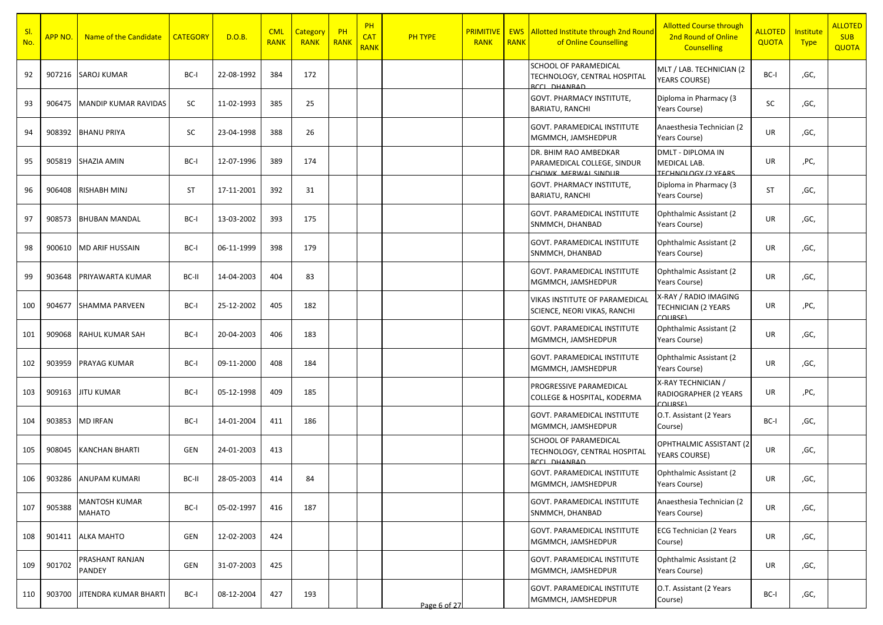| Sl. No. | APP NO. | Name of the Candidate | CATEGORY | D.O.B. | CML RANK | Category RANK | PH RANK | PH CAT RANK | PH TYPE | PRIMITIVE RANK | EWS RANK | Allotted Institute through 2nd Round of Online Counselling | Allotted Course through 2nd Round of Online Counselling | ALLOTED QUOTA | Institute Type | ALLOTED SUB QUOTA |
|---|---|---|---|---|---|---|---|---|---|---|---|---|---|---|---|---|
| 92 | 907216 | SAROJ KUMAR | BC-I | 22-08-1992 | 384 | 172 | | | | | | SCHOOL OF PARAMEDICAL TECHNOLOGY, CENTRAL HOSPITAL BCCL DHANBAD | MLT / LAB. TECHNICIAN (2 YEARS COURSE) | BC-I | ,GC, | |
| 93 | 906475 | MANDIP KUMAR RAVIDAS | SC | 11-02-1993 | 385 | 25 | | | | | | GOVT. PHARMACY INSTITUTE, BARIATU, RANCHI | Diploma in Pharmacy (3 Years Course) | SC | ,GC, | |
| 94 | 908392 | BHANU PRIYA | SC | 23-04-1998 | 388 | 26 | | | | | | GOVT. PARAMEDICAL INSTITUTE MGMMCH, JAMSHEDPUR | Anaesthesia Technician (2 Years Course) | UR | ,GC, | |
| 95 | 905819 | SHAZIA AMIN | BC-I | 12-07-1996 | 389 | 174 | | | | | | DR. BHIM RAO AMBEDKAR PARAMEDICAL COLLEGE, SINDUR CHOWK, MERWAL SINDUR | DMLT - DIPLOMA IN MEDICAL LAB. TECHNOLOGY (2 YEARS | UR | ,PC, | |
| 96 | 906408 | RISHABH MINJ | ST | 17-11-2001 | 392 | 31 | | | | | | GOVT. PHARMACY INSTITUTE, BARIATU, RANCHI | Diploma in Pharmacy (3 Years Course) | ST | ,GC, | |
| 97 | 908573 | BHUBAN MANDAL | BC-I | 13-03-2002 | 393 | 175 | | | | | | GOVT. PARAMEDICAL INSTITUTE SNMMCH, DHANBAD | Ophthalmic Assistant (2 Years Course) | UR | ,GC, | |
| 98 | 900610 | MD ARIF HUSSAIN | BC-I | 06-11-1999 | 398 | 179 | | | | | | GOVT. PARAMEDICAL INSTITUTE SNMMCH, DHANBAD | Ophthalmic Assistant (2 Years Course) | UR | ,GC, | |
| 99 | 903648 | PRIYAWARTA KUMAR | BC-II | 14-04-2003 | 404 | 83 | | | | | | GOVT. PARAMEDICAL INSTITUTE MGMMCH, JAMSHEDPUR | Ophthalmic Assistant (2 Years Course) | UR | ,GC, | |
| 100 | 904677 | SHAMMA PARVEEN | BC-I | 25-12-2002 | 405 | 182 | | | | | | VIKAS INSTITUTE OF PARAMEDICAL SCIENCE, NEORI VIKAS, RANCHI | X-RAY / RADIO IMAGING TECHNICIAN (2 YEARS COURSE) | UR | ,PC, | |
| 101 | 909068 | RAHUL KUMAR SAH | BC-I | 20-04-2003 | 406 | 183 | | | | | | GOVT. PARAMEDICAL INSTITUTE MGMMCH, JAMSHEDPUR | Ophthalmic Assistant (2 Years Course) | UR | ,GC, | |
| 102 | 903959 | PRAYAG KUMAR | BC-I | 09-11-2000 | 408 | 184 | | | | | | GOVT. PARAMEDICAL INSTITUTE MGMMCH, JAMSHEDPUR | Ophthalmic Assistant (2 Years Course) | UR | ,GC, | |
| 103 | 909163 | JITU KUMAR | BC-I | 05-12-1998 | 409 | 185 | | | | | | PROGRESSIVE PARAMEDICAL COLLEGE & HOSPITAL, KODERMA | X-RAY TECHNICIAN / RADIOGRAPHER (2 YEARS COURSE) | UR | ,PC, | |
| 104 | 903853 | MD IRFAN | BC-I | 14-01-2004 | 411 | 186 | | | | | | GOVT. PARAMEDICAL INSTITUTE MGMMCH, JAMSHEDPUR | O.T. Assistant (2 Years Course) | BC-I | ,GC, | |
| 105 | 908045 | KANCHAN BHARTI | GEN | 24-01-2003 | 413 | | | | | | | SCHOOL OF PARAMEDICAL TECHNOLOGY, CENTRAL HOSPITAL BCCL DHANBAD | OPHTHALMIC ASSISTANT (2 YEARS COURSE) | UR | ,GC, | |
| 106 | 903286 | ANUPAM KUMARI | BC-II | 28-05-2003 | 414 | 84 | | | | | | GOVT. PARAMEDICAL INSTITUTE MGMMCH, JAMSHEDPUR | Ophthalmic Assistant (2 Years Course) | UR | ,GC, | |
| 107 | 905388 | MANTOSH KUMAR MAHATO | BC-I | 05-02-1997 | 416 | 187 | | | | | | GOVT. PARAMEDICAL INSTITUTE SNMMCH, DHANBAD | Anaesthesia Technician (2 Years Course) | UR | ,GC, | |
| 108 | 901411 | ALKA MAHTO | GEN | 12-02-2003 | 424 | | | | | | | GOVT. PARAMEDICAL INSTITUTE MGMMCH, JAMSHEDPUR | ECG Technician (2 Years Course) | UR | ,GC, | |
| 109 | 901702 | PRASHANT RANJAN PANDEY | GEN | 31-07-2003 | 425 | | | | | | | GOVT. PARAMEDICAL INSTITUTE MGMMCH, JAMSHEDPUR | Ophthalmic Assistant (2 Years Course) | UR | ,GC, | |
| 110 | 903700 | JITENDRA KUMAR BHARTI | BC-I | 08-12-2004 | 427 | 193 | | | | | | GOVT. PARAMEDICAL INSTITUTE MGMMCH, JAMSHEDPUR | O.T. Assistant (2 Years Course) | BC-I | ,GC, | |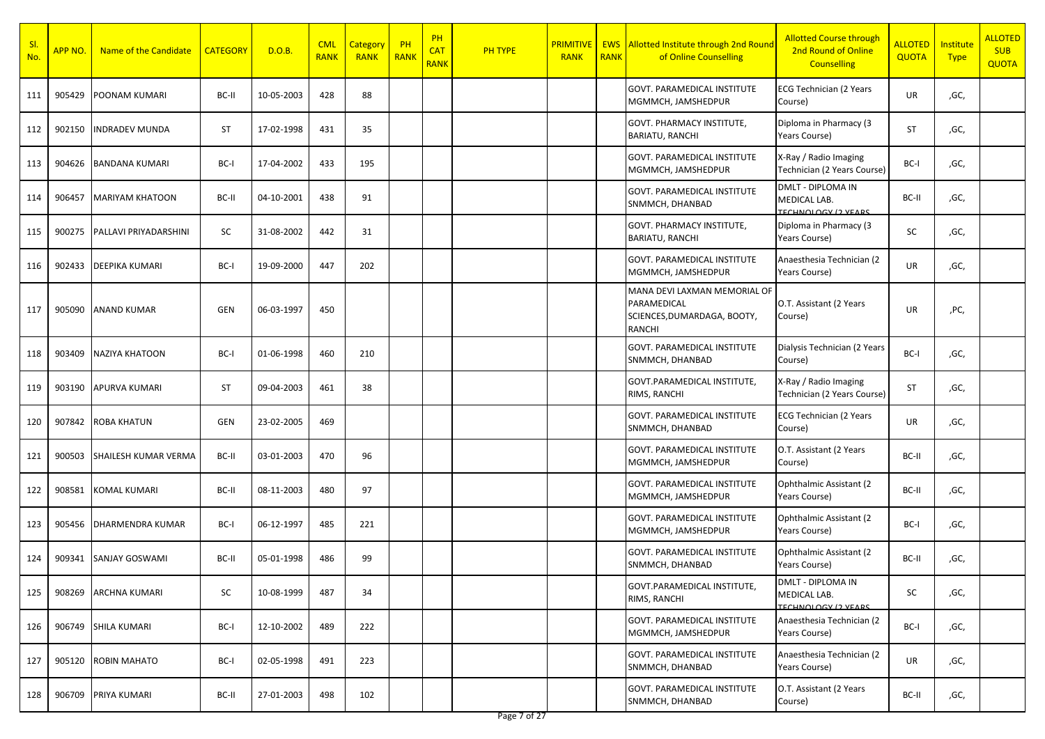| Sl. No. | APP NO. | Name of the Candidate | CATEGORY | D.O.B. | CML RANK | Category RANK | PH RANK | PH CAT RANK | PH TYPE | PRIMITIVE RANK | EWS RANK | Allotted Institute through 2nd Round of Online Counselling | Allotted Course through 2nd Round of Online Counselling | ALLOTED QUOTA | Institute Type | ALLOTED SUB QUOTA |
|---|---|---|---|---|---|---|---|---|---|---|---|---|---|---|---|---|
| 111 | 905429 | POONAM KUMARI | BC-II | 10-05-2003 | 428 | 88 | | | | | | GOVT. PARAMEDICAL INSTITUTE MGMMCH, JAMSHEDPUR | ECG Technician (2 Years Course) | UR | ,GC, | |
| 112 | 902150 | INDRADEV MUNDA | ST | 17-02-1998 | 431 | 35 | | | | | | GOVT. PHARMACY INSTITUTE, BARIATU, RANCHI | Diploma in Pharmacy (3 Years Course) | ST | ,GC, | |
| 113 | 904626 | BANDANA KUMARI | BC-I | 17-04-2002 | 433 | 195 | | | | | | GOVT. PARAMEDICAL INSTITUTE MGMMCH, JAMSHEDPUR | X-Ray / Radio Imaging Technician (2 Years Course) | BC-I | ,GC, | |
| 114 | 906457 | MARIYAM KHATOON | BC-II | 04-10-2001 | 438 | 91 | | | | | | GOVT. PARAMEDICAL INSTITUTE SNMMCH, DHANBAD | DMLT - DIPLOMA IN MEDICAL LAB. TECHNOLOGY (2 YEARS | BC-II | ,GC, | |
| 115 | 900275 | PALLAVI PRIYADARSHINI | SC | 31-08-2002 | 442 | 31 | | | | | | GOVT. PHARMACY INSTITUTE, BARIATU, RANCHI | Diploma in Pharmacy (3 Years Course) | SC | ,GC, | |
| 116 | 902433 | DEEPIKA KUMARI | BC-I | 19-09-2000 | 447 | 202 | | | | | | GOVT. PARAMEDICAL INSTITUTE MGMMCH, JAMSHEDPUR | Anaesthesia Technician (2 Years Course) | UR | ,GC, | |
| 117 | 905090 | ANAND KUMAR | GEN | 06-03-1997 | 450 | | | | | | | MANA DEVI LAXMAN MEMORIAL OF PARAMEDICAL SCIENCES,DUMARDAGA, BOOTY, RANCHI | O.T. Assistant (2 Years Course) | UR | ,PC, | |
| 118 | 903409 | NAZIYA KHATOON | BC-I | 01-06-1998 | 460 | 210 | | | | | | GOVT. PARAMEDICAL INSTITUTE SNMMCH, DHANBAD | Dialysis Technician (2 Years Course) | BC-I | ,GC, | |
| 119 | 903190 | APURVA KUMARI | ST | 09-04-2003 | 461 | 38 | | | | | | GOVT.PARAMEDICAL INSTITUTE, RIMS, RANCHI | X-Ray / Radio Imaging Technician (2 Years Course) | ST | ,GC, | |
| 120 | 907842 | ROBA KHATUN | GEN | 23-02-2005 | 469 | | | | | | | GOVT. PARAMEDICAL INSTITUTE SNMMCH, DHANBAD | ECG Technician (2 Years Course) | UR | ,GC, | |
| 121 | 900503 | SHAILESH KUMAR VERMA | BC-II | 03-01-2003 | 470 | 96 | | | | | | GOVT. PARAMEDICAL INSTITUTE MGMMCH, JAMSHEDPUR | O.T. Assistant (2 Years Course) | BC-II | ,GC, | |
| 122 | 908581 | KOMAL KUMARI | BC-II | 08-11-2003 | 480 | 97 | | | | | | GOVT. PARAMEDICAL INSTITUTE MGMMCH, JAMSHEDPUR | Ophthalmic Assistant (2 Years Course) | BC-II | ,GC, | |
| 123 | 905456 | DHARMENDRA KUMAR | BC-I | 06-12-1997 | 485 | 221 | | | | | | GOVT. PARAMEDICAL INSTITUTE MGMMCH, JAMSHEDPUR | Ophthalmic Assistant (2 Years Course) | BC-I | ,GC, | |
| 124 | 909341 | SANJAY GOSWAMI | BC-II | 05-01-1998 | 486 | 99 | | | | | | GOVT. PARAMEDICAL INSTITUTE SNMMCH, DHANBAD | Ophthalmic Assistant (2 Years Course) | BC-II | ,GC, | |
| 125 | 908269 | ARCHNA KUMARI | SC | 10-08-1999 | 487 | 34 | | | | | | GOVT.PARAMEDICAL INSTITUTE, RIMS, RANCHI | DMLT - DIPLOMA IN MEDICAL LAB. TECHNOLOGY (2 YEARS | SC | ,GC, | |
| 126 | 906749 | SHILA KUMARI | BC-I | 12-10-2002 | 489 | 222 | | | | | | GOVT. PARAMEDICAL INSTITUTE MGMMCH, JAMSHEDPUR | Anaesthesia Technician (2 Years Course) | BC-I | ,GC, | |
| 127 | 905120 | ROBIN MAHATO | BC-I | 02-05-1998 | 491 | 223 | | | | | | GOVT. PARAMEDICAL INSTITUTE SNMMCH, DHANBAD | Anaesthesia Technician (2 Years Course) | UR | ,GC, | |
| 128 | 906709 | PRIYA KUMARI | BC-II | 27-01-2003 | 498 | 102 | | | | | | GOVT. PARAMEDICAL INSTITUTE SNMMCH, DHANBAD | O.T. Assistant (2 Years Course) | BC-II | ,GC, | |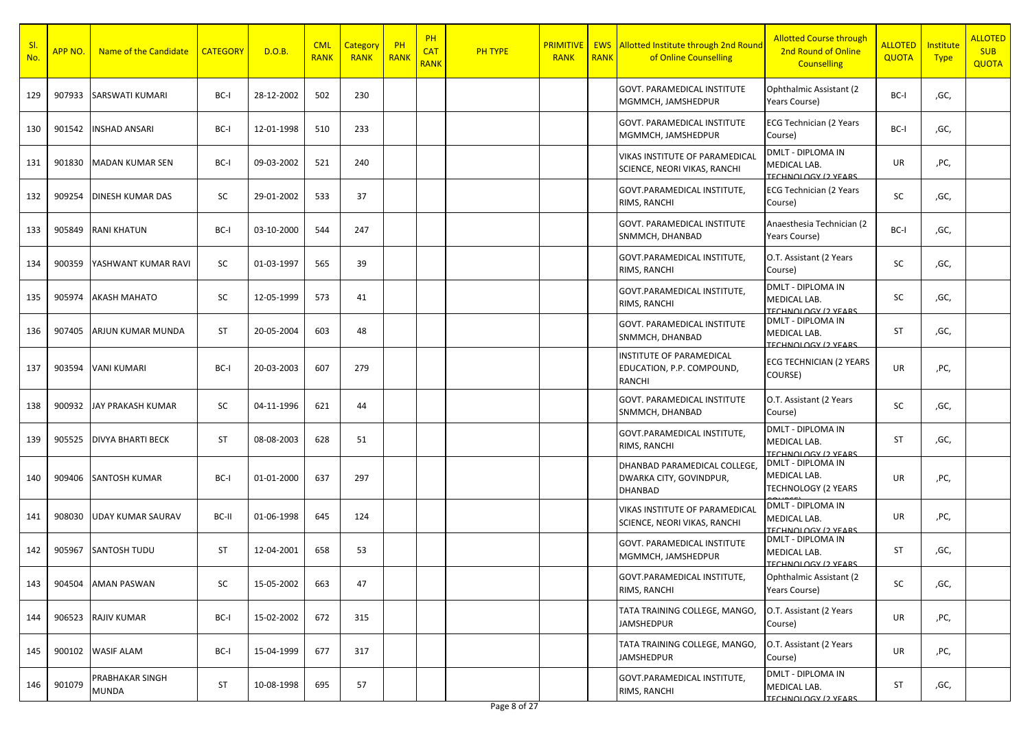| Sl. No. | APP NO. | Name of the Candidate | CATEGORY | D.O.B. | CML RANK | Category RANK | PH RANK | PH CAT RANK | PH TYPE | PRIMITIVE RANK | EWS RANK | Allotted Institute through 2nd Round of Online Counselling | Allotted Course through 2nd Round of Online Counselling | ALLOTED QUOTA | Institute Type | ALLOTED SUB QUOTA |
|---|---|---|---|---|---|---|---|---|---|---|---|---|---|---|---|---|
| 129 | 907933 | SARSWATI KUMARI | BC-I | 28-12-2002 | 502 | 230 | | | | | | GOVT. PARAMEDICAL INSTITUTE MGMMCH, JAMSHEDPUR | Ophthalmic Assistant (2 Years Course) | BC-I | ,GC, | |
| 130 | 901542 | INSHAD ANSARI | BC-I | 12-01-1998 | 510 | 233 | | | | | | GOVT. PARAMEDICAL INSTITUTE MGMMCH, JAMSHEDPUR | ECG Technician (2 Years Course) | BC-I | ,GC, | |
| 131 | 901830 | MADAN KUMAR SEN | BC-I | 09-03-2002 | 521 | 240 | | | | | | VIKAS INSTITUTE OF PARAMEDICAL SCIENCE, NEORI VIKAS, RANCHI | DMLT - DIPLOMA IN MEDICAL LAB. TECHNOLOGY (2 YEARS | UR | ,PC, | |
| 132 | 909254 | DINESH KUMAR DAS | SC | 29-01-2002 | 533 | 37 | | | | | | GOVT.PARAMEDICAL INSTITUTE, RIMS, RANCHI | ECG Technician (2 Years Course) | SC | ,GC, | |
| 133 | 905849 | RANI KHATUN | BC-I | 03-10-2000 | 544 | 247 | | | | | | GOVT. PARAMEDICAL INSTITUTE SNMMCH, DHANBAD | Anaesthesia Technician (2 Years Course) | BC-I | ,GC, | |
| 134 | 900359 | YASHWANT KUMAR RAVI | SC | 01-03-1997 | 565 | 39 | | | | | | GOVT.PARAMEDICAL INSTITUTE, RIMS, RANCHI | O.T. Assistant (2 Years Course) | SC | ,GC, | |
| 135 | 905974 | AKASH MAHATO | SC | 12-05-1999 | 573 | 41 | | | | | | GOVT.PARAMEDICAL INSTITUTE, RIMS, RANCHI | DMLT - DIPLOMA IN MEDICAL LAB. TECHNOLOGY (2 YEARS | SC | ,GC, | |
| 136 | 907405 | ARJUN KUMAR MUNDA | ST | 20-05-2004 | 603 | 48 | | | | | | GOVT. PARAMEDICAL INSTITUTE SNMMCH, DHANBAD | DMLT - DIPLOMA IN MEDICAL LAB. TECHNOLOGY (2 YEARS | ST | ,GC, | |
| 137 | 903594 | VANI KUMARI | BC-I | 20-03-2003 | 607 | 279 | | | | | | INSTITUTE OF PARAMEDICAL EDUCATION, P.P. COMPOUND, RANCHI | ECG TECHNICIAN (2 YEARS COURSE) | UR | ,PC, | |
| 138 | 900932 | JAY PRAKASH KUMAR | SC | 04-11-1996 | 621 | 44 | | | | | | GOVT. PARAMEDICAL INSTITUTE SNMMCH, DHANBAD | O.T. Assistant (2 Years Course) | SC | ,GC, | |
| 139 | 905525 | DIVYA BHARTI BECK | ST | 08-08-2003 | 628 | 51 | | | | | | GOVT.PARAMEDICAL INSTITUTE, RIMS, RANCHI | DMLT - DIPLOMA IN MEDICAL LAB. TECHNOLOGY (2 YEARS | ST | ,GC, | |
| 140 | 909406 | SANTOSH KUMAR | BC-I | 01-01-2000 | 637 | 297 | | | | | | DHANBAD PARAMEDICAL COLLEGE, DWARKA CITY, GOVINDPUR, DHANBAD | DMLT - DIPLOMA IN MEDICAL LAB. TECHNOLOGY (2 YEARS | UR | ,PC, | |
| 141 | 908030 | UDAY KUMAR SAURAV | BC-II | 01-06-1998 | 645 | 124 | | | | | | VIKAS INSTITUTE OF PARAMEDICAL SCIENCE, NEORI VIKAS, RANCHI | DMLT - DIPLOMA IN MEDICAL LAB. TECHNOLOGY (2 YEARS | UR | ,PC, | |
| 142 | 905967 | SANTOSH TUDU | ST | 12-04-2001 | 658 | 53 | | | | | | GOVT. PARAMEDICAL INSTITUTE MGMMCH, JAMSHEDPUR | DMLT - DIPLOMA IN MEDICAL LAB. TECHNOLOGY (2 YEARS | ST | ,GC, | |
| 143 | 904504 | AMAN PASWAN | SC | 15-05-2002 | 663 | 47 | | | | | | GOVT.PARAMEDICAL INSTITUTE, RIMS, RANCHI | Ophthalmic Assistant (2 Years Course) | SC | ,GC, | |
| 144 | 906523 | RAJIV KUMAR | BC-I | 15-02-2002 | 672 | 315 | | | | | | TATA TRAINING COLLEGE, MANGO, JAMSHEDPUR | O.T. Assistant (2 Years Course) | UR | ,PC, | |
| 145 | 900102 | WASIF ALAM | BC-I | 15-04-1999 | 677 | 317 | | | | | | TATA TRAINING COLLEGE, MANGO, JAMSHEDPUR | O.T. Assistant (2 Years Course) | UR | ,PC, | |
| 146 | 901079 | PRABHAKAR SINGH MUNDA | ST | 10-08-1998 | 695 | 57 | | | | | | GOVT.PARAMEDICAL INSTITUTE, RIMS, RANCHI | DMLT - DIPLOMA IN MEDICAL LAB. TECHNOLOGY (2 YEARS | ST | ,GC, | |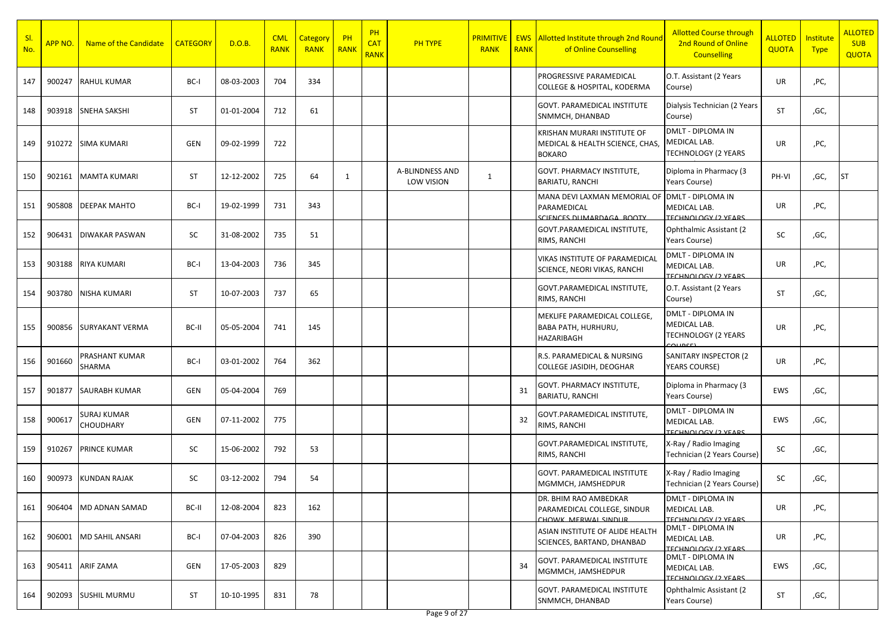| Sl. No. | APP NO. | Name of the Candidate | CATEGORY | D.O.B. | CML RANK | Category RANK | PH RANK | PH CAT RANK | PH TYPE | PRIMITIVE RANK | EWS RANK | Allotted Institute through 2nd Round of Online Counselling | Allotted Course through 2nd Round of Online Counselling | ALLOTED QUOTA | Institute Type | ALLOTED SUB QUOTA |
|---|---|---|---|---|---|---|---|---|---|---|---|---|---|---|---|---|
| 147 | 900247 | RAHUL KUMAR | BC-I | 08-03-2003 | 704 | 334 | | | | | | PROGRESSIVE PARAMEDICAL COLLEGE & HOSPITAL, KODERMA | O.T. Assistant (2 Years Course) | UR | ,PC, | |
| 148 | 903918 | SNEHA SAKSHI | ST | 01-01-2004 | 712 | 61 | | | | | | GOVT. PARAMEDICAL INSTITUTE SNMMCH, DHANBAD | Dialysis Technician (2 Years Course) | ST | ,GC, | |
| 149 | 910272 | SIMA KUMARI | GEN | 09-02-1999 | 722 | | | | | | | KRISHAN MURARI INSTITUTE OF MEDICAL & HEALTH SCIENCE, CHAS, BOKARO | DMLT - DIPLOMA IN MEDICAL LAB. TECHNOLOGY (2 YEARS | UR | ,PC, | |
| 150 | 902161 | MAMTA KUMARI | ST | 12-12-2002 | 725 | 64 | 1 | | A-BLINDNESS AND LOW VISION | 1 | | GOVT. PHARMACY INSTITUTE, BARIATU, RANCHI | Diploma in Pharmacy (3 Years Course) | PH-VI | ,GC, | ST |
| 151 | 905808 | DEEPAK MAHTO | BC-I | 19-02-1999 | 731 | 343 | | | | | | MANA DEVI LAXMAN MEMORIAL OF PARAMEDICAL SCIENCES DUMARDAGA BOOTY | DMLT - DIPLOMA IN MEDICAL LAB. TECHNOLOGY (2 YEARS | UR | ,PC, | |
| 152 | 906431 | DIWAKAR PASWAN | SC | 31-08-2002 | 735 | 51 | | | | | | GOVT.PARAMEDICAL INSTITUTE, RIMS, RANCHI | Ophthalmic Assistant (2 Years Course) | SC | ,GC, | |
| 153 | 903188 | RIYA KUMARI | BC-I | 13-04-2003 | 736 | 345 | | | | | | VIKAS INSTITUTE OF PARAMEDICAL SCIENCE, NEORI VIKAS, RANCHI | DMLT - DIPLOMA IN MEDICAL LAB. TECHNOLOGY (2 YEARS | UR | ,PC, | |
| 154 | 903780 | NISHA KUMARI | ST | 10-07-2003 | 737 | 65 | | | | | | GOVT.PARAMEDICAL INSTITUTE, RIMS, RANCHI | O.T. Assistant (2 Years Course) | ST | ,GC, | |
| 155 | 900856 | SURYAKANT VERMA | BC-II | 05-05-2004 | 741 | 145 | | | | | | MEKLIFE PARAMEDICAL COLLEGE, BABA PATH, HURHURU, HAZARIBAGH | DMLT - DIPLOMA IN MEDICAL LAB. TECHNOLOGY (2 YEARS COURSE) | UR | ,PC, | |
| 156 | 901660 | PRASHANT KUMAR SHARMA | BC-I | 03-01-2002 | 764 | 362 | | | | | | R.S. PARAMEDICAL & NURSING COLLEGE JASIDIH, DEOGHAR | SANITARY INSPECTOR (2 YEARS COURSE) | UR | ,PC, | |
| 157 | 901877 | SAURABH KUMAR | GEN | 05-04-2004 | 769 | | | | | | 31 | GOVT. PHARMACY INSTITUTE, BARIATU, RANCHI | Diploma in Pharmacy (3 Years Course) | EWS | ,GC, | |
| 158 | 900617 | SURAJ KUMAR CHOUDHARY | GEN | 07-11-2002 | 775 | | | | | | 32 | GOVT.PARAMEDICAL INSTITUTE, RIMS, RANCHI | DMLT - DIPLOMA IN MEDICAL LAB. TECHNOLOGY (2 YEARS | EWS | ,GC, | |
| 159 | 910267 | PRINCE KUMAR | SC | 15-06-2002 | 792 | 53 | | | | | | GOVT.PARAMEDICAL INSTITUTE, RIMS, RANCHI | X-Ray / Radio Imaging Technician (2 Years Course) | SC | ,GC, | |
| 160 | 900973 | KUNDAN RAJAK | SC | 03-12-2002 | 794 | 54 | | | | | | GOVT. PARAMEDICAL INSTITUTE MGMMCH, JAMSHEDPUR | X-Ray / Radio Imaging Technician (2 Years Course) | SC | ,GC, | |
| 161 | 906404 | MD ADNAN SAMAD | BC-II | 12-08-2004 | 823 | 162 | | | | | | DR. BHIM RAO AMBEDKAR PARAMEDICAL COLLEGE, SINDUR CHOWK, MERWAI SINDUR | DMLT - DIPLOMA IN MEDICAL LAB. TECHNOLOGY (2 YEARS | UR | ,PC, | |
| 162 | 906001 | MD SAHIL ANSARI | BC-I | 07-04-2003 | 826 | 390 | | | | | | ASIAN INSTITUTE OF ALIDE HEALTH SCIENCES, BARTAND, DHANBAD | DMLT - DIPLOMA IN MEDICAL LAB. TECHNOLOGY (2 YEARS | UR | ,PC, | |
| 163 | 905411 | ARIF ZAMA | GEN | 17-05-2003 | 829 | | | | | | 34 | GOVT. PARAMEDICAL INSTITUTE MGMMCH, JAMSHEDPUR | DMLT - DIPLOMA IN MEDICAL LAB. TECHNOLOGY (2 YEARS | EWS | ,GC, | |
| 164 | 902093 | SUSHIL MURMU | ST | 10-10-1995 | 831 | 78 | | | | | | GOVT. PARAMEDICAL INSTITUTE SNMMCH, DHANBAD | Ophthalmic Assistant (2 Years Course) | ST | ,GC, | |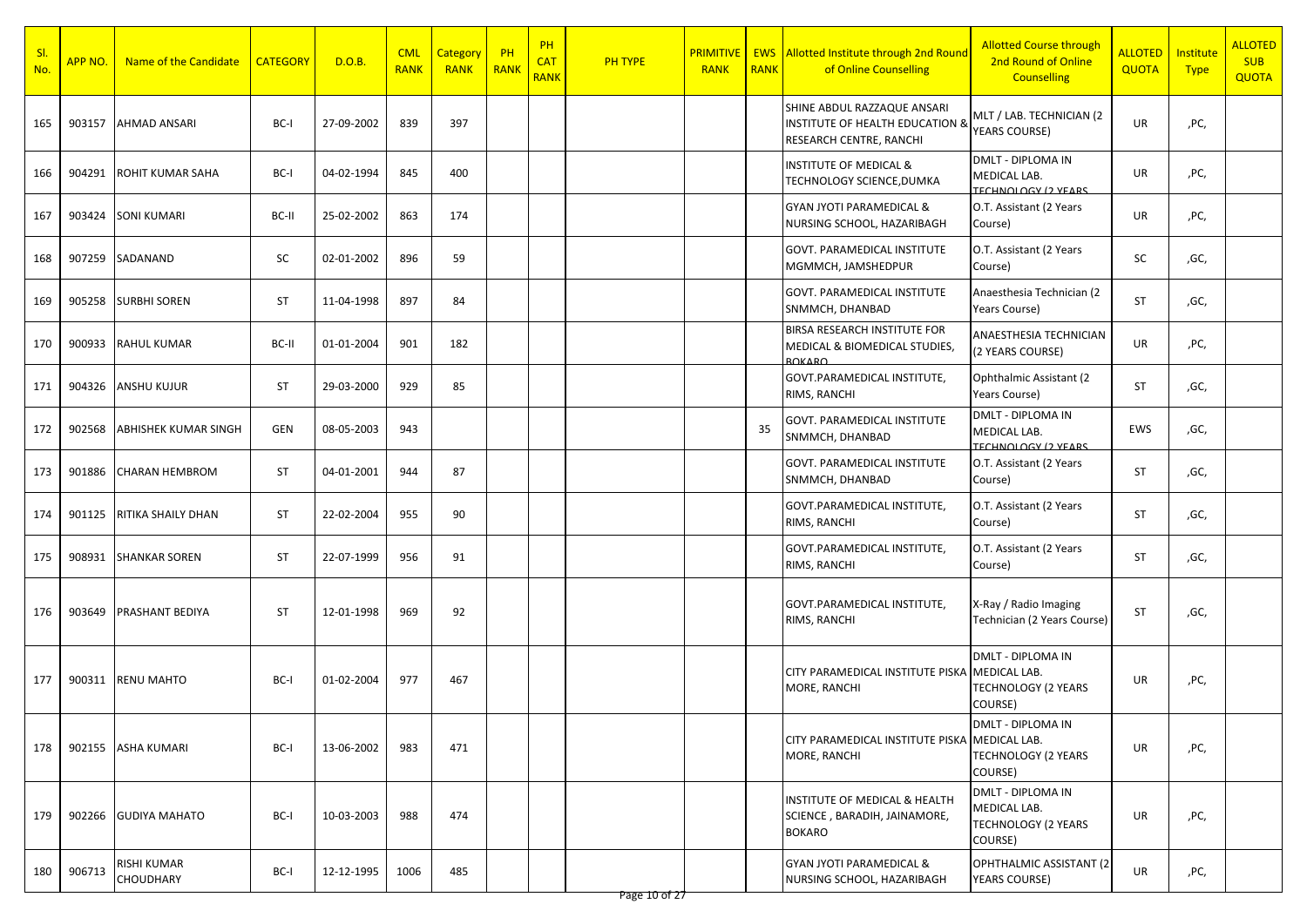| Sl. No. | APP NO. | Name of the Candidate | CATEGORY | D.O.B. | CML RANK | Category RANK | PH RANK | PH CAT RANK | PH TYPE | PRIMITIVE RANK | EWS RANK | Allotted Institute through 2nd Round of Online Counselling | Allotted Course through 2nd Round of Online Counselling | ALLOTED QUOTA | Institute Type | ALLOTED SUB QUOTA |
|---|---|---|---|---|---|---|---|---|---|---|---|---|---|---|---|---|
| 165 | 903157 | AHMAD ANSARI | BC-I | 27-09-2002 | 839 | 397 | | | | | | SHINE ABDUL RAZZAQUE ANSARI INSTITUTE OF HEALTH EDUCATION & RESEARCH CENTRE, RANCHI | MLT / LAB. TECHNICIAN (2 YEARS COURSE) | UR | ,PC, | |
| 166 | 904291 | ROHIT KUMAR SAHA | BC-I | 04-02-1994 | 845 | 400 | | | | | | INSTITUTE OF MEDICAL & TECHNOLOGY SCIENCE,DUMKA | DMLT - DIPLOMA IN MEDICAL LAB. TECHNOLOGY (2 YEARS | UR | ,PC, | |
| 167 | 903424 | SONI KUMARI | BC-II | 25-02-2002 | 863 | 174 | | | | | | GYAN JYOTI PARAMEDICAL & NURSING SCHOOL, HAZARIBAGH | O.T. Assistant (2 Years Course) | UR | ,PC, | |
| 168 | 907259 | SADANAND | SC | 02-01-2002 | 896 | 59 | | | | | | GOVT. PARAMEDICAL INSTITUTE MGMMCH, JAMSHEDPUR | O.T. Assistant (2 Years Course) | SC | ,GC, | |
| 169 | 905258 | SURBHI SOREN | ST | 11-04-1998 | 897 | 84 | | | | | | GOVT. PARAMEDICAL INSTITUTE SNMMCH, DHANBAD | Anaesthesia Technician (2 Years Course) | ST | ,GC, | |
| 170 | 900933 | RAHUL KUMAR | BC-II | 01-01-2004 | 901 | 182 | | | | | | BIRSA RESEARCH INSTITUTE FOR MEDICAL & BIOMEDICAL STUDIES, BOKARO | ANAESTHESIA TECHNICIAN (2 YEARS COURSE) | UR | ,PC, | |
| 171 | 904326 | ANSHU KUJUR | ST | 29-03-2000 | 929 | 85 | | | | | | GOVT.PARAMEDICAL INSTITUTE, RIMS, RANCHI | Ophthalmic Assistant (2 Years Course) | ST | ,GC, | |
| 172 | 902568 | ABHISHEK KUMAR SINGH | GEN | 08-05-2003 | 943 | | | | | | 35 | GOVT. PARAMEDICAL INSTITUTE SNMMCH, DHANBAD | DMLT - DIPLOMA IN MEDICAL LAB. TECHNOLOGY (2 YEARS | EWS | ,GC, | |
| 173 | 901886 | CHARAN HEMBROM | ST | 04-01-2001 | 944 | 87 | | | | | | GOVT. PARAMEDICAL INSTITUTE SNMMCH, DHANBAD | O.T. Assistant (2 Years Course) | ST | ,GC, | |
| 174 | 901125 | RITIKA SHAILY DHAN | ST | 22-02-2004 | 955 | 90 | | | | | | GOVT.PARAMEDICAL INSTITUTE, RIMS, RANCHI | O.T. Assistant (2 Years Course) | ST | ,GC, | |
| 175 | 908931 | SHANKAR SOREN | ST | 22-07-1999 | 956 | 91 | | | | | | GOVT.PARAMEDICAL INSTITUTE, RIMS, RANCHI | O.T. Assistant (2 Years Course) | ST | ,GC, | |
| 176 | 903649 | PRASHANT BEDIYA | ST | 12-01-1998 | 969 | 92 | | | | | | GOVT.PARAMEDICAL INSTITUTE, RIMS, RANCHI | X-Ray / Radio Imaging Technician (2 Years Course) | ST | ,GC, | |
| 177 | 900311 | RENU MAHTO | BC-I | 01-02-2004 | 977 | 467 | | | | | | CITY PARAMEDICAL INSTITUTE PISKA MORE, RANCHI | DMLT - DIPLOMA IN MEDICAL LAB. TECHNOLOGY (2 YEARS COURSE) | UR | ,PC, | |
| 178 | 902155 | ASHA KUMARI | BC-I | 13-06-2002 | 983 | 471 | | | | | | CITY PARAMEDICAL INSTITUTE PISKA MORE, RANCHI | DMLT - DIPLOMA IN MEDICAL LAB. TECHNOLOGY (2 YEARS COURSE) | UR | ,PC, | |
| 179 | 902266 | GUDIYA MAHATO | BC-I | 10-03-2003 | 988 | 474 | | | | | | INSTITUTE OF MEDICAL & HEALTH SCIENCE , BARADIH, JAINAMORE, BOKARO | DMLT - DIPLOMA IN MEDICAL LAB. TECHNOLOGY (2 YEARS COURSE) | UR | ,PC, | |
| 180 | 906713 | RISHI KUMAR CHOUDHARY | BC-I | 12-12-1995 | 1006 | 485 | | | | | | GYAN JYOTI PARAMEDICAL & NURSING SCHOOL, HAZARIBAGH | OPHTHALMIC ASSISTANT (2 YEARS COURSE) | UR | ,PC, | |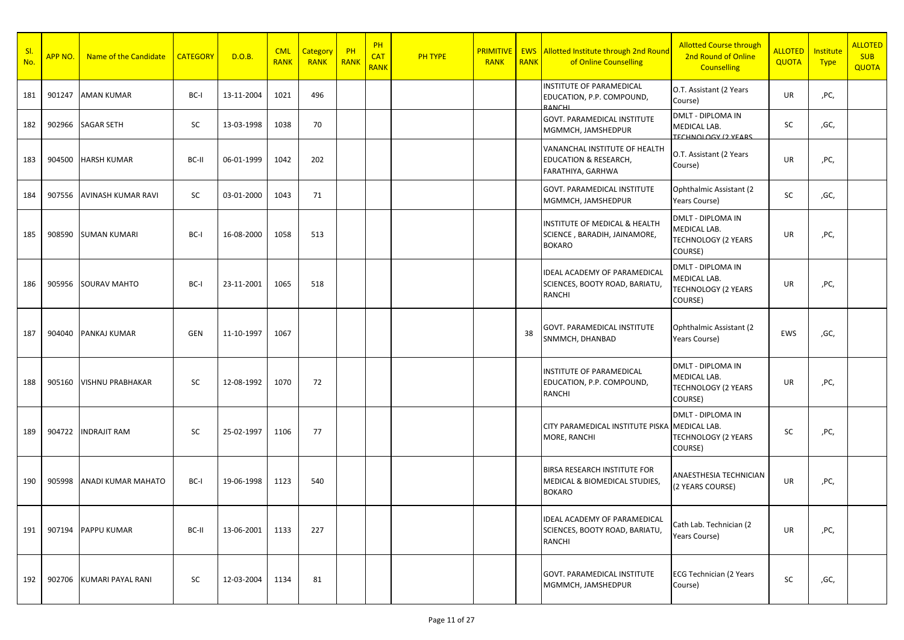| Sl. No. | APP NO. | Name of the Candidate | CATEGORY | D.O.B. | CML RANK | Category RANK | PH RANK | PH CAT RANK | PH TYPE | PRIMITIVE RANK | EWS RANK | Allotted Institute through 2nd Round of Online Counselling | Allotted Course through 2nd Round of Online Counselling | ALLOTED QUOTA | Institute Type | ALLOTED SUB QUOTA |
|---|---|---|---|---|---|---|---|---|---|---|---|---|---|---|---|---|
| 181 | 901247 | AMAN KUMAR | BC-I | 13-11-2004 | 1021 | 496 | | | | | | INSTITUTE OF PARAMEDICAL EDUCATION, P.P. COMPOUND, RANCHI | O.T. Assistant (2 Years Course) | UR | ,PC, | |
| 182 | 902966 | SAGAR SETH | SC | 13-03-1998 | 1038 | 70 | | | | | | GOVT. PARAMEDICAL INSTITUTE MGMMCH, JAMSHEDPUR | DMLT - DIPLOMA IN MEDICAL LAB. TECHNOLOGY (2 YEARS | SC | ,GC, | |
| 183 | 904500 | HARSH KUMAR | BC-II | 06-01-1999 | 1042 | 202 | | | | | | VANANCHAL INSTITUTE OF HEALTH EDUCATION & RESEARCH, FARATHIYA, GARHWA | O.T. Assistant (2 Years Course) | UR | ,PC, | |
| 184 | 907556 | AVINASH KUMAR RAVI | SC | 03-01-2000 | 1043 | 71 | | | | | | GOVT. PARAMEDICAL INSTITUTE MGMMCH, JAMSHEDPUR | Ophthalmic Assistant (2 Years Course) | SC | ,GC, | |
| 185 | 908590 | SUMAN KUMARI | BC-I | 16-08-2000 | 1058 | 513 | | | | | | INSTITUTE OF MEDICAL & HEALTH SCIENCE , BARADIH, JAINAMORE, BOKARO | DMLT - DIPLOMA IN MEDICAL LAB. TECHNOLOGY (2 YEARS COURSE) | UR | ,PC, | |
| 186 | 905956 | SOURAV MAHTO | BC-I | 23-11-2001 | 1065 | 518 | | | | | | IDEAL ACADEMY OF PARAMEDICAL SCIENCES, BOOTY ROAD, BARIATU, RANCHI | DMLT - DIPLOMA IN MEDICAL LAB. TECHNOLOGY (2 YEARS COURSE) | UR | ,PC, | |
| 187 | 904040 | PANKAJ KUMAR | GEN | 11-10-1997 | 1067 | | | | | | 38 | GOVT. PARAMEDICAL INSTITUTE SNMMCH, DHANBAD | Ophthalmic Assistant (2 Years Course) | EWS | ,GC, | |
| 188 | 905160 | VISHNU PRABHAKAR | SC | 12-08-1992 | 1070 | 72 | | | | | | INSTITUTE OF PARAMEDICAL EDUCATION, P.P. COMPOUND, RANCHI | DMLT - DIPLOMA IN MEDICAL LAB. TECHNOLOGY (2 YEARS COURSE) | UR | ,PC, | |
| 189 | 904722 | INDRAJIT RAM | SC | 25-02-1997 | 1106 | 77 | | | | | | CITY PARAMEDICAL INSTITUTE PISKA MORE, RANCHI | DMLT - DIPLOMA IN MEDICAL LAB. TECHNOLOGY (2 YEARS COURSE) | SC | ,PC, | |
| 190 | 905998 | ANADI KUMAR MAHATO | BC-I | 19-06-1998 | 1123 | 540 | | | | | | BIRSA RESEARCH INSTITUTE FOR MEDICAL & BIOMEDICAL STUDIES, BOKARO | ANAESTHESIA TECHNICIAN (2 YEARS COURSE) | UR | ,PC, | |
| 191 | 907194 | PAPPU KUMAR | BC-II | 13-06-2001 | 1133 | 227 | | | | | | IDEAL ACADEMY OF PARAMEDICAL SCIENCES, BOOTY ROAD, BARIATU, RANCHI | Cath Lab. Technician (2 Years Course) | UR | ,PC, | |
| 192 | 902706 | KUMARI PAYAL RANI | SC | 12-03-2004 | 1134 | 81 | | | | | | GOVT. PARAMEDICAL INSTITUTE MGMMCH, JAMSHEDPUR | ECG Technician (2 Years Course) | SC | ,GC, | |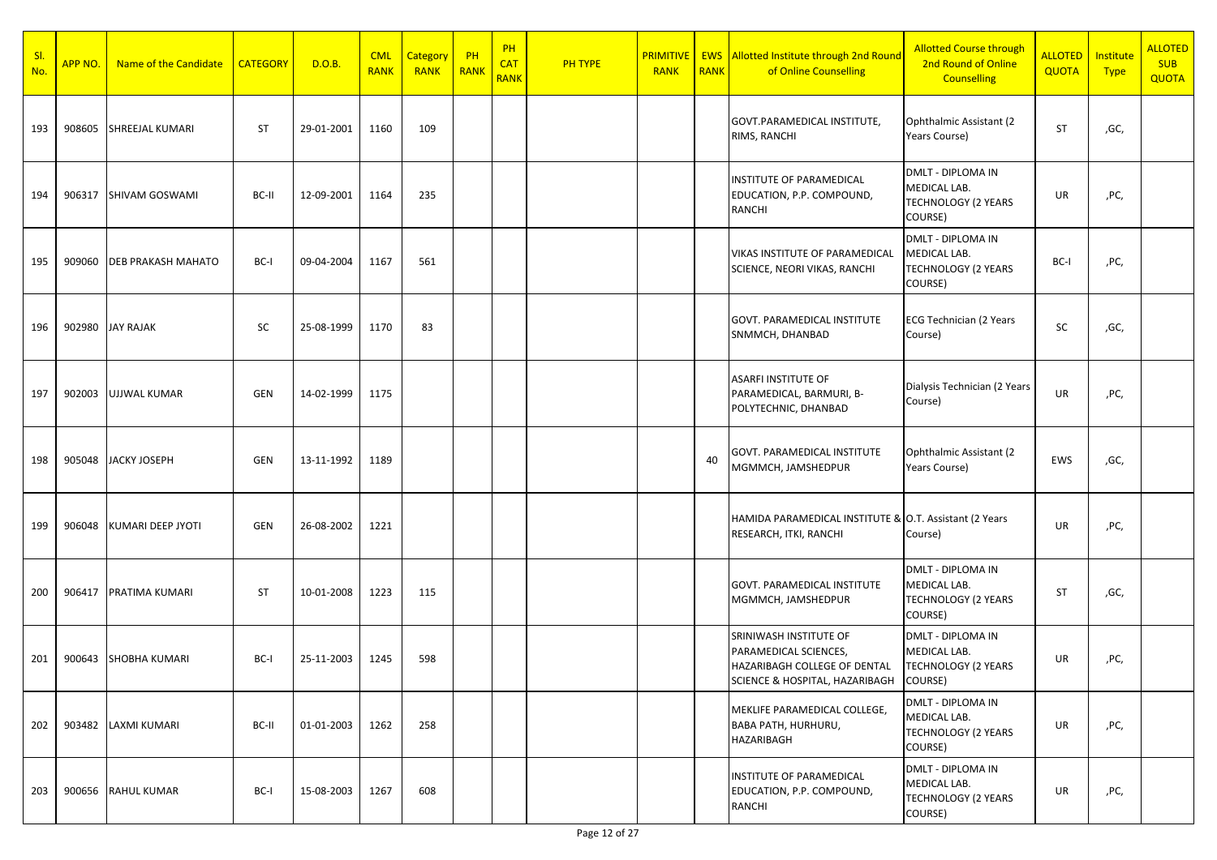| Sl. No. | APP NO. | Name of the Candidate | CATEGORY | D.O.B. | CML RANK | Category RANK | PH RANK | PH CAT RANK | PH TYPE | PRIMITIVE RANK | EWS RANK | Allotted Institute through 2nd Round of Online Counselling | Allotted Course through 2nd Round of Online Counselling | ALLOTED QUOTA | Institute Type | ALLOTED SUB QUOTA |
|---|---|---|---|---|---|---|---|---|---|---|---|---|---|---|---|---|
| 193 | 908605 | SHREEJAL KUMARI | ST | 29-01-2001 | 1160 | 109 | | | | | | GOVT.PARAMEDICAL INSTITUTE, RIMS, RANCHI | Ophthalmic Assistant (2 Years Course) | ST | ,GC, | |
| 194 | 906317 | SHIVAM GOSWAMI | BC-II | 12-09-2001 | 1164 | 235 | | | | | | INSTITUTE OF PARAMEDICAL EDUCATION, P.P. COMPOUND, RANCHI | DMLT - DIPLOMA IN MEDICAL LAB. TECHNOLOGY (2 YEARS COURSE) | UR | ,PC, | |
| 195 | 909060 | DEB PRAKASH MAHATO | BC-I | 09-04-2004 | 1167 | 561 | | | | | | VIKAS INSTITUTE OF PARAMEDICAL SCIENCE, NEORI VIKAS, RANCHI | DMLT - DIPLOMA IN MEDICAL LAB. TECHNOLOGY (2 YEARS COURSE) | BC-I | ,PC, | |
| 196 | 902980 | JAY RAJAK | SC | 25-08-1999 | 1170 | 83 | | | | | | GOVT. PARAMEDICAL INSTITUTE SNMMCH, DHANBAD | ECG Technician (2 Years Course) | SC | ,GC, | |
| 197 | 902003 | UJJWAL KUMAR | GEN | 14-02-1999 | 1175 | | | | | | | ASARFI INSTITUTE OF PARAMEDICAL, BARMURI, B-POLYTECHNIC, DHANBAD | Dialysis Technician (2 Years Course) | UR | ,PC, | |
| 198 | 905048 | JACKY JOSEPH | GEN | 13-11-1992 | 1189 | | | | | | 40 | GOVT. PARAMEDICAL INSTITUTE MGMMCH, JAMSHEDPUR | Ophthalmic Assistant (2 Years Course) | EWS | ,GC, | |
| 199 | 906048 | KUMARI DEEP JYOTI | GEN | 26-08-2002 | 1221 | | | | | | | HAMIDA PARAMEDICAL INSTITUTE & RESEARCH, ITKI, RANCHI | O.T. Assistant (2 Years Course) | UR | ,PC, | |
| 200 | 906417 | PRATIMA KUMARI | ST | 10-01-2008 | 1223 | 115 | | | | | | GOVT. PARAMEDICAL INSTITUTE MGMMCH, JAMSHEDPUR | DMLT - DIPLOMA IN MEDICAL LAB. TECHNOLOGY (2 YEARS COURSE) | ST | ,GC, | |
| 201 | 900643 | SHOBHA KUMARI | BC-I | 25-11-2003 | 1245 | 598 | | | | | | SRINIWASH INSTITUTE OF PARAMEDICAL SCIENCES, HAZARIBAGH COLLEGE OF DENTAL SCIENCE & HOSPITAL, HAZARIBAGH | DMLT - DIPLOMA IN MEDICAL LAB. TECHNOLOGY (2 YEARS COURSE) | UR | ,PC, | |
| 202 | 903482 | LAXMI KUMARI | BC-II | 01-01-2003 | 1262 | 258 | | | | | | MEKLIFE PARAMEDICAL COLLEGE, BABA PATH, HURHURU, HAZARIBAGH | DMLT - DIPLOMA IN MEDICAL LAB. TECHNOLOGY (2 YEARS COURSE) | UR | ,PC, | |
| 203 | 900656 | RAHUL KUMAR | BC-I | 15-08-2003 | 1267 | 608 | | | | | | INSTITUTE OF PARAMEDICAL EDUCATION, P.P. COMPOUND, RANCHI | DMLT - DIPLOMA IN MEDICAL LAB. TECHNOLOGY (2 YEARS COURSE) | UR | ,PC, | |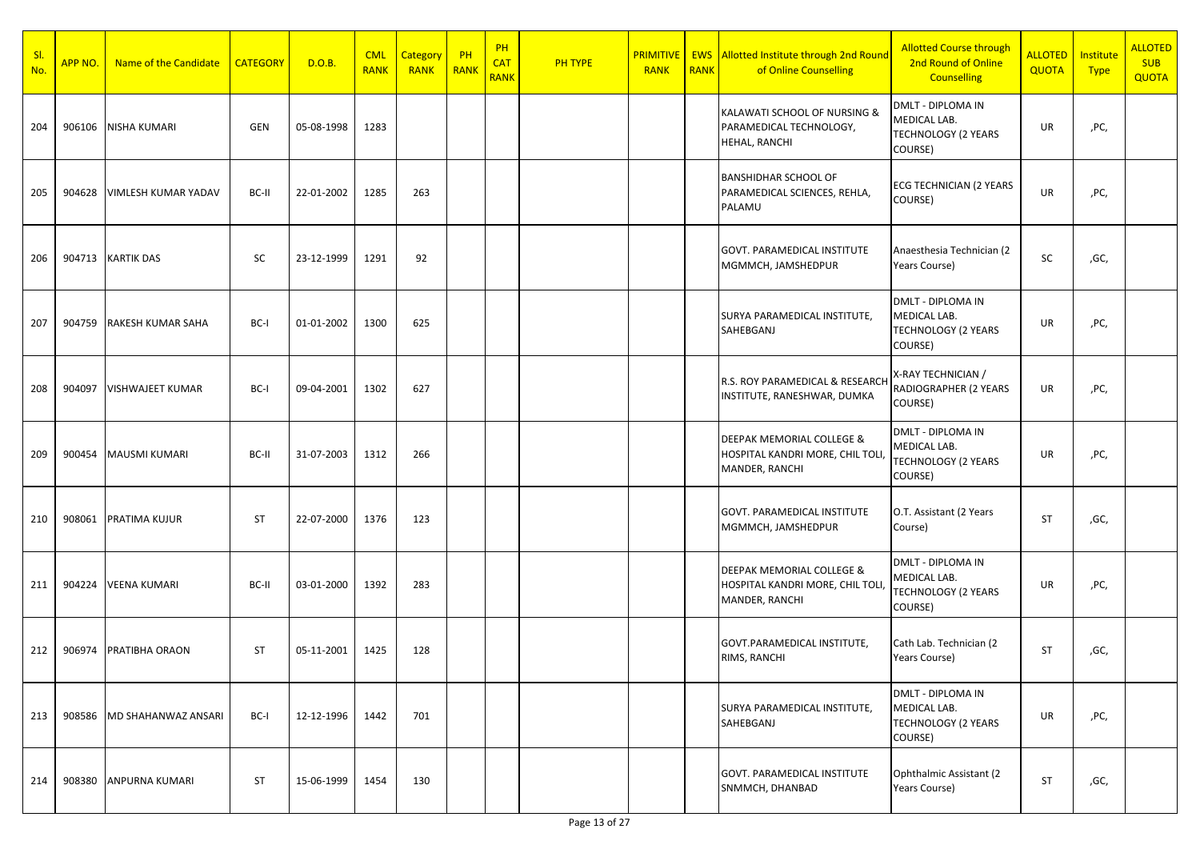| Sl. No. | APP NO. | Name of the Candidate | CATEGORY | D.O.B. | CML RANK | Category RANK | PH RANK | PH CAT RANK | PH TYPE | PRIMITIVE RANK | EWS RANK | Allotted Institute through 2nd Round of Online Counselling | Allotted Course through 2nd Round of Online Counselling | ALLOTED QUOTA | Institute Type | ALLOTED SUB QUOTA |
|---|---|---|---|---|---|---|---|---|---|---|---|---|---|---|---|---|
| 204 | 906106 | NISHA KUMARI | GEN | 05-08-1998 | 1283 | | | | | | | KALAWATI SCHOOL OF NURSING & PARAMEDICAL TECHNOLOGY, HEHAL, RANCHI | DMLT - DIPLOMA IN MEDICAL LAB. TECHNOLOGY (2 YEARS COURSE) | UR | ,PC, | |
| 205 | 904628 | VIMLESH KUMAR YADAV | BC-II | 22-01-2002 | 1285 | 263 | | | | | | BANSHIDHAR SCHOOL OF PARAMEDICAL SCIENCES, REHLA, PALAMU | ECG TECHNICIAN (2 YEARS COURSE) | UR | ,PC, | |
| 206 | 904713 | KARTIK DAS | SC | 23-12-1999 | 1291 | 92 | | | | | | GOVT. PARAMEDICAL INSTITUTE MGMMCH, JAMSHEDPUR | Anaesthesia Technician (2 Years Course) | SC | ,GC, | |
| 207 | 904759 | RAKESH KUMAR SAHA | BC-I | 01-01-2002 | 1300 | 625 | | | | | | SURYA PARAMEDICAL INSTITUTE, SAHEBGANJ | DMLT - DIPLOMA IN MEDICAL LAB. TECHNOLOGY (2 YEARS COURSE) | UR | ,PC, | |
| 208 | 904097 | VISHWAJEET KUMAR | BC-I | 09-04-2001 | 1302 | 627 | | | | | | R.S. ROY PARAMEDICAL & RESEARCH INSTITUTE, RANESHWAR, DUMKA | X-RAY TECHNICIAN / RADIOGRAPHER (2 YEARS COURSE) | UR | ,PC, | |
| 209 | 900454 | MAUSMI KUMARI | BC-II | 31-07-2003 | 1312 | 266 | | | | | | DEEPAK MEMORIAL COLLEGE & HOSPITAL KANDRI MORE, CHIL TOLI, MANDER, RANCHI | DMLT - DIPLOMA IN MEDICAL LAB. TECHNOLOGY (2 YEARS COURSE) | UR | ,PC, | |
| 210 | 908061 | PRATIMA KUJUR | ST | 22-07-2000 | 1376 | 123 | | | | | | GOVT. PARAMEDICAL INSTITUTE MGMMCH, JAMSHEDPUR | O.T. Assistant (2 Years Course) | ST | ,GC, | |
| 211 | 904224 | VEENA KUMARI | BC-II | 03-01-2000 | 1392 | 283 | | | | | | DEEPAK MEMORIAL COLLEGE & HOSPITAL KANDRI MORE, CHIL TOLI, MANDER, RANCHI | DMLT - DIPLOMA IN MEDICAL LAB. TECHNOLOGY (2 YEARS COURSE) | UR | ,PC, | |
| 212 | 906974 | PRATIBHA ORAON | ST | 05-11-2001 | 1425 | 128 | | | | | | GOVT.PARAMEDICAL INSTITUTE, RIMS, RANCHI | Cath Lab. Technician (2 Years Course) | ST | ,GC, | |
| 213 | 908586 | MD SHAHANWAZ ANSARI | BC-I | 12-12-1996 | 1442 | 701 | | | | | | SURYA PARAMEDICAL INSTITUTE, SAHEBGANJ | DMLT - DIPLOMA IN MEDICAL LAB. TECHNOLOGY (2 YEARS COURSE) | UR | ,PC, | |
| 214 | 908380 | ANPURNA KUMARI | ST | 15-06-1999 | 1454 | 130 | | | | | | GOVT. PARAMEDICAL INSTITUTE SNMMCH, DHANBAD | Ophthalmic Assistant (2 Years Course) | ST | ,GC, | |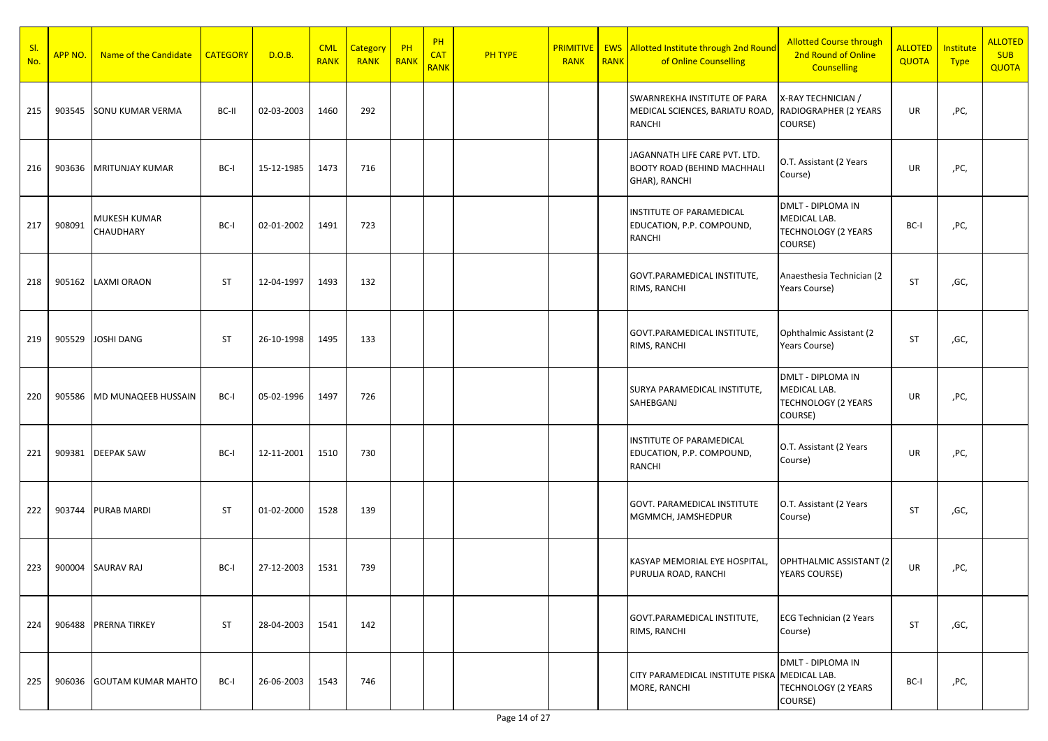| Sl. No. | APP NO. | Name of the Candidate | CATEGORY | D.O.B. | CML RANK | Category RANK | PH RANK | PH CAT RANK | PH TYPE | PRIMITIVE RANK | EWS RANK | Allotted Institute through 2nd Round of Online Counselling | Allotted Course through 2nd Round of Online Counselling | ALLOTED QUOTA | Institute Type | ALLOTED SUB QUOTA |
|---|---|---|---|---|---|---|---|---|---|---|---|---|---|---|---|---|
| 215 | 903545 | SONU KUMAR VERMA | BC-II | 02-03-2003 | 1460 | 292 | | | | | | SWARNREKHA INSTITUTE OF PARA MEDICAL SCIENCES, BARIATU ROAD, RANCHI | X-RAY TECHNICIAN / RADIOGRAPHER (2 YEARS COURSE) | UR | ,PC, | |
| 216 | 903636 | MRITUNJAY KUMAR | BC-I | 15-12-1985 | 1473 | 716 | | | | | | JAGANNATH LIFE CARE PVT. LTD. BOOTY ROAD (BEHIND MACHHALI GHAR), RANCHI | O.T. Assistant (2 Years Course) | UR | ,PC, | |
| 217 | 908091 | MUKESH KUMAR CHAUDHARY | BC-I | 02-01-2002 | 1491 | 723 | | | | | | INSTITUTE OF PARAMEDICAL EDUCATION, P.P. COMPOUND, RANCHI | DMLT - DIPLOMA IN MEDICAL LAB. TECHNOLOGY (2 YEARS COURSE) | BC-I | ,PC, | |
| 218 | 905162 | LAXMI ORAON | ST | 12-04-1997 | 1493 | 132 | | | | | | GOVT.PARAMEDICAL INSTITUTE, RIMS, RANCHI | Anaesthesia Technician (2 Years Course) | ST | ,GC, | |
| 219 | 905529 | JOSHI DANG | ST | 26-10-1998 | 1495 | 133 | | | | | | GOVT.PARAMEDICAL INSTITUTE, RIMS, RANCHI | Ophthalmic Assistant (2 Years Course) | ST | ,GC, | |
| 220 | 905586 | MD MUNAQEEB HUSSAIN | BC-I | 05-02-1996 | 1497 | 726 | | | | | | SURYA PARAMEDICAL INSTITUTE, SAHEBGANJ | DMLT - DIPLOMA IN MEDICAL LAB. TECHNOLOGY (2 YEARS COURSE) | UR | ,PC, | |
| 221 | 909381 | DEEPAK SAW | BC-I | 12-11-2001 | 1510 | 730 | | | | | | INSTITUTE OF PARAMEDICAL EDUCATION, P.P. COMPOUND, RANCHI | O.T. Assistant (2 Years Course) | UR | ,PC, | |
| 222 | 903744 | PURAB MARDI | ST | 01-02-2000 | 1528 | 139 | | | | | | GOVT. PARAMEDICAL INSTITUTE MGMMCH, JAMSHEDPUR | O.T. Assistant (2 Years Course) | ST | ,GC, | |
| 223 | 900004 | SAURAV RAJ | BC-I | 27-12-2003 | 1531 | 739 | | | | | | KASYAP MEMORIAL EYE HOSPITAL, PURULIA ROAD, RANCHI | OPHTHALMIC ASSISTANT (2 YEARS COURSE) | UR | ,PC, | |
| 224 | 906488 | PRERNA TIRKEY | ST | 28-04-2003 | 1541 | 142 | | | | | | GOVT.PARAMEDICAL INSTITUTE, RIMS, RANCHI | ECG Technician (2 Years Course) | ST | ,GC, | |
| 225 | 906036 | GOUTAM KUMAR MAHTO | BC-I | 26-06-2003 | 1543 | 746 | | | | | | CITY PARAMEDICAL INSTITUTE PISKA MORE, RANCHI | DMLT - DIPLOMA IN MEDICAL LAB. TECHNOLOGY (2 YEARS COURSE) | BC-I | ,PC, | |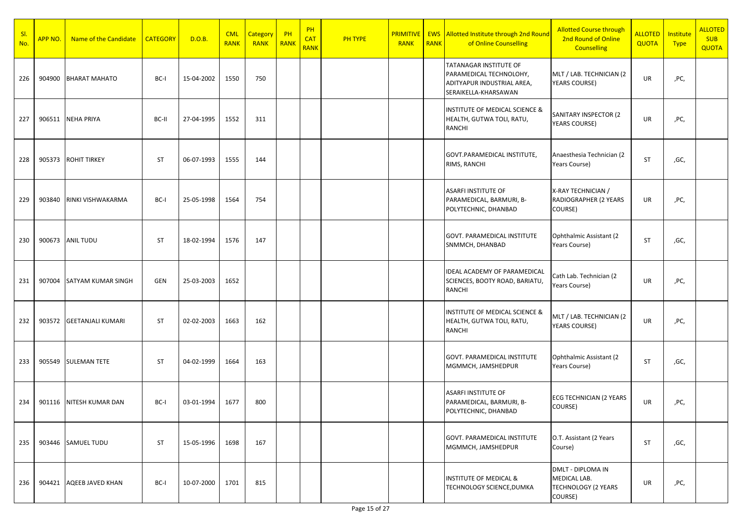| Sl. No. | APP NO. | Name of the Candidate | CATEGORY | D.O.B. | CML RANK | Category RANK | PH RANK | PH CAT RANK | PH TYPE | PRIMITIVE RANK | EWS RANK | Allotted Institute through 2nd Round of Online Counselling | Allotted Course through 2nd Round of Online Counselling | ALLOTED QUOTA | Institute Type | ALLOTED SUB QUOTA |
|---|---|---|---|---|---|---|---|---|---|---|---|---|---|---|---|---|
| 226 | 904900 | BHARAT MAHATO | BC-I | 15-04-2002 | 1550 | 750 | | | | | | TATANAGAR INSTITUTE OF PARAMEDICAL TECHNOLOHY, ADITYAPUR INDUSTRIAL AREA, SERAIKELLA-KHARSAWAN | MLT / LAB. TECHNICIAN (2 YEARS COURSE) | UR | ,PC, | |
| 227 | 906511 | NEHA PRIYA | BC-II | 27-04-1995 | 1552 | 311 | | | | | | INSTITUTE OF MEDICAL SCIENCE & HEALTH, GUTWA TOLI, RATU, RANCHI | SANITARY INSPECTOR (2 YEARS COURSE) | UR | ,PC, | |
| 228 | 905373 | ROHIT TIRKEY | ST | 06-07-1993 | 1555 | 144 | | | | | | GOVT.PARAMEDICAL INSTITUTE, RIMS, RANCHI | Anaesthesia Technician (2 Years Course) | ST | ,GC, | |
| 229 | 903840 | RINKI VISHWAKARMA | BC-I | 25-05-1998 | 1564 | 754 | | | | | | ASARFI INSTITUTE OF PARAMEDICAL, BARMURI, B-POLYTECHNIC, DHANBAD | X-RAY TECHNICIAN / RADIOGRAPHER (2 YEARS COURSE) | UR | ,PC, | |
| 230 | 900673 | ANIL TUDU | ST | 18-02-1994 | 1576 | 147 | | | | | | GOVT. PARAMEDICAL INSTITUTE SNMMCH, DHANBAD | Ophthalmic Assistant (2 Years Course) | ST | ,GC, | |
| 231 | 907004 | SATYAM KUMAR SINGH | GEN | 25-03-2003 | 1652 | | | | | | | IDEAL ACADEMY OF PARAMEDICAL SCIENCES, BOOTY ROAD, BARIATU, RANCHI | Cath Lab. Technician (2 Years Course) | UR | ,PC, | |
| 232 | 903572 | GEETANJALI KUMARI | ST | 02-02-2003 | 1663 | 162 | | | | | | INSTITUTE OF MEDICAL SCIENCE & HEALTH, GUTWA TOLI, RATU, RANCHI | MLT / LAB. TECHNICIAN (2 YEARS COURSE) | UR | ,PC, | |
| 233 | 905549 | SULEMAN TETE | ST | 04-02-1999 | 1664 | 163 | | | | | | GOVT. PARAMEDICAL INSTITUTE MGMMCH, JAMSHEDPUR | Ophthalmic Assistant (2 Years Course) | ST | ,GC, | |
| 234 | 901116 | NITESH KUMAR DAN | BC-I | 03-01-1994 | 1677 | 800 | | | | | | ASARFI INSTITUTE OF PARAMEDICAL, BARMURI, B-POLYTECHNIC, DHANBAD | ECG TECHNICIAN (2 YEARS COURSE) | UR | ,PC, | |
| 235 | 903446 | SAMUEL TUDU | ST | 15-05-1996 | 1698 | 167 | | | | | | GOVT. PARAMEDICAL INSTITUTE MGMMCH, JAMSHEDPUR | O.T. Assistant (2 Years Course) | ST | ,GC, | |
| 236 | 904421 | AQEEB JAVED KHAN | BC-I | 10-07-2000 | 1701 | 815 | | | | | | INSTITUTE OF MEDICAL & TECHNOLOGY SCIENCE,DUMKA | DMLT - DIPLOMA IN MEDICAL LAB. TECHNOLOGY (2 YEARS COURSE) | UR | ,PC, | |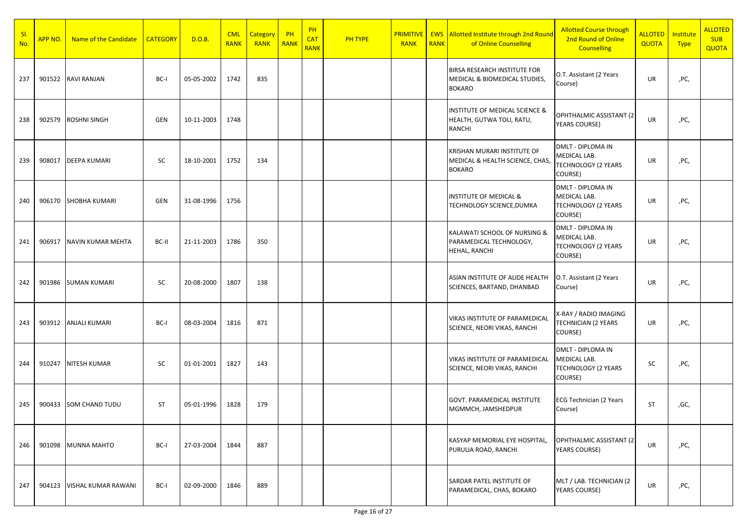| Sl. No. | APP NO. | Name of the Candidate | CATEGORY | D.O.B. | CML RANK | Category RANK | PH RANK | PH CAT RANK | PH TYPE | PRIMITIVE RANK | EWS RANK | Allotted Institute through 2nd Round of Online Counselling | Allotted Course through 2nd Round of Online Counselling | ALLOTED QUOTA | Institute Type | ALLOTED SUB QUOTA |
|---|---|---|---|---|---|---|---|---|---|---|---|---|---|---|---|---|
| 237 | 901522 | RAVI RANJAN | BC-I | 05-05-2002 | 1742 | 835 | | | | | | BIRSA RESEARCH INSTITUTE FOR MEDICAL & BIOMEDICAL STUDIES, BOKARO | O.T. Assistant (2 Years Course) | UR | ,PC, | |
| 238 | 902579 | ROSHNI SINGH | GEN | 10-11-2003 | 1748 | | | | | | | INSTITUTE OF MEDICAL SCIENCE & HEALTH, GUTWA TOLI, RATU, RANCHI | OPHTHALMIC ASSISTANT (2 YEARS COURSE) | UR | ,PC, | |
| 239 | 908017 | DEEPA KUMARI | SC | 18-10-2001 | 1752 | 134 | | | | | | KRISHAN MURARI INSTITUTE OF MEDICAL & HEALTH SCIENCE, CHAS, BOKARO | DMLT - DIPLOMA IN MEDICAL LAB. TECHNOLOGY (2 YEARS COURSE) | UR | ,PC, | |
| 240 | 906170 | SHOBHA KUMARI | GEN | 31-08-1996 | 1756 | | | | | | | INSTITUTE OF MEDICAL & TECHNOLOGY SCIENCE,DUMKA | DMLT - DIPLOMA IN MEDICAL LAB. TECHNOLOGY (2 YEARS COURSE) | UR | ,PC, | |
| 241 | 906917 | NAVIN KUMAR MEHTA | BC-II | 21-11-2003 | 1786 | 350 | | | | | | KALAWATI SCHOOL OF NURSING & PARAMEDICAL TECHNOLOGY, HEHAL, RANCHI | DMLT - DIPLOMA IN MEDICAL LAB. TECHNOLOGY (2 YEARS COURSE) | UR | ,PC, | |
| 242 | 901986 | SUMAN KUMARI | SC | 20-08-2000 | 1807 | 138 | | | | | | ASIAN INSTITUTE OF ALIDE HEALTH SCIENCES, BARTAND, DHANBAD | O.T. Assistant (2 Years Course) | UR | ,PC, | |
| 243 | 903912 | ANJALI KUMARI | BC-I | 08-03-2004 | 1816 | 871 | | | | | | VIKAS INSTITUTE OF PARAMEDICAL SCIENCE, NEORI VIKAS, RANCHI | X-RAY / RADIO IMAGING TECHNICIAN (2 YEARS COURSE) | UR | ,PC, | |
| 244 | 910247 | NITESH KUMAR | SC | 01-01-2001 | 1827 | 143 | | | | | | VIKAS INSTITUTE OF PARAMEDICAL SCIENCE, NEORI VIKAS, RANCHI | DMLT - DIPLOMA IN MEDICAL LAB. TECHNOLOGY (2 YEARS COURSE) | SC | ,PC, | |
| 245 | 900433 | SOM CHAND TUDU | ST | 05-01-1996 | 1828 | 179 | | | | | | GOVT. PARAMEDICAL INSTITUTE MGMMCH, JAMSHEDPUR | ECG Technician (2 Years Course) | ST | ,GC, | |
| 246 | 901098 | MUNNA MAHTO | BC-I | 27-03-2004 | 1844 | 887 | | | | | | KASYAP MEMORIAL EYE HOSPITAL, PURULIA ROAD, RANCHI | OPHTHALMIC ASSISTANT (2 YEARS COURSE) | UR | ,PC, | |
| 247 | 904123 | VISHAL KUMAR RAWANI | BC-I | 02-09-2000 | 1846 | 889 | | | | | | SARDAR PATEL INSTITUTE OF PARAMEDICAL, CHAS, BOKARO | MLT / LAB. TECHNICIAN (2 YEARS COURSE) | UR | ,PC, | |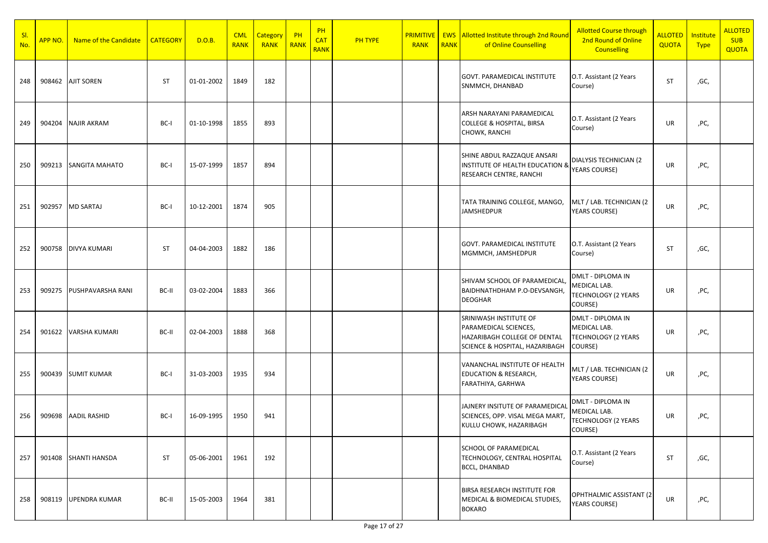| Sl. No. | APP NO. | Name of the Candidate | CATEGORY | D.O.B. | CML RANK | Category RANK | PH RANK | PH CAT RANK | PH TYPE | PRIMITIVE RANK | EWS RANK | Allotted Institute through 2nd Round of Online Counselling | Allotted Course through 2nd Round of Online Counselling | ALLOTED QUOTA | Institute Type | ALLOTED SUB QUOTA |
|---|---|---|---|---|---|---|---|---|---|---|---|---|---|---|---|---|
| 248 | 908462 | AJIT SOREN | ST | 01-01-2002 | 1849 | 182 | | | | | | GOVT. PARAMEDICAL INSTITUTE SNMMCH, DHANBAD | O.T. Assistant (2 Years Course) | ST | ,GC, | |
| 249 | 904204 | NAJIR AKRAM | BC-I | 01-10-1998 | 1855 | 893 | | | | | | ARSH NARAYANI PARAMEDICAL COLLEGE & HOSPITAL, BIRSA CHOWK, RANCHI | O.T. Assistant (2 Years Course) | UR | ,PC, | |
| 250 | 909213 | SANGITA MAHATO | BC-I | 15-07-1999 | 1857 | 894 | | | | | | SHINE ABDUL RAZZAQUE ANSARI INSTITUTE OF HEALTH EDUCATION & RESEARCH CENTRE, RANCHI | DIALYSIS TECHNICIAN (2 YEARS COURSE) | UR | ,PC, | |
| 251 | 902957 | MD SARTAJ | BC-I | 10-12-2001 | 1874 | 905 | | | | | | TATA TRAINING COLLEGE, MANGO, JAMSHEDPUR | MLT / LAB. TECHNICIAN (2 YEARS COURSE) | UR | ,PC, | |
| 252 | 900758 | DIVYA KUMARI | ST | 04-04-2003 | 1882 | 186 | | | | | | GOVT. PARAMEDICAL INSTITUTE MGMMCH, JAMSHEDPUR | O.T. Assistant (2 Years Course) | ST | ,GC, | |
| 253 | 909275 | PUSHPAVARSHA RANI | BC-II | 03-02-2004 | 1883 | 366 | | | | | | SHIVAM SCHOOL OF PARAMEDICAL, BAIDHNATHDHAM P.O-DEVSANGH, DEOGHAR | DMLT - DIPLOMA IN MEDICAL LAB. TECHNOLOGY (2 YEARS COURSE) | UR | ,PC, | |
| 254 | 901622 | VARSHA KUMARI | BC-II | 02-04-2003 | 1888 | 368 | | | | | | SRINIWASH INSTITUTE OF PARAMEDICAL SCIENCES, HAZARIBAGH COLLEGE OF DENTAL SCIENCE & HOSPITAL, HAZARIBAGH | DMLT - DIPLOMA IN MEDICAL LAB. TECHNOLOGY (2 YEARS COURSE) | UR | ,PC, | |
| 255 | 900439 | SUMIT KUMAR | BC-I | 31-03-2003 | 1935 | 934 | | | | | | VANANCHAL INSTITUTE OF HEALTH EDUCATION & RESEARCH, FARATHIYA, GARHWA | MLT / LAB. TECHNICIAN (2 YEARS COURSE) | UR | ,PC, | |
| 256 | 909698 | AADIL RASHID | BC-I | 16-09-1995 | 1950 | 941 | | | | | | JAJNERY INSITUTE OF PARAMEDICAL SCIENCES, OPP. VISAL MEGA MART, KULLU CHOWK, HAZARIBAGH | DMLT - DIPLOMA IN MEDICAL LAB. TECHNOLOGY (2 YEARS COURSE) | UR | ,PC, | |
| 257 | 901408 | SHANTI HANSDA | ST | 05-06-2001 | 1961 | 192 | | | | | | SCHOOL OF PARAMEDICAL TECHNOLOGY, CENTRAL HOSPITAL BCCL, DHANBAD | O.T. Assistant (2 Years Course) | ST | ,GC, | |
| 258 | 908119 | UPENDRA KUMAR | BC-II | 15-05-2003 | 1964 | 381 | | | | | | BIRSA RESEARCH INSTITUTE FOR MEDICAL & BIOMEDICAL STUDIES, BOKARO | OPHTHALMIC ASSISTANT (2 YEARS COURSE) | UR | ,PC, | |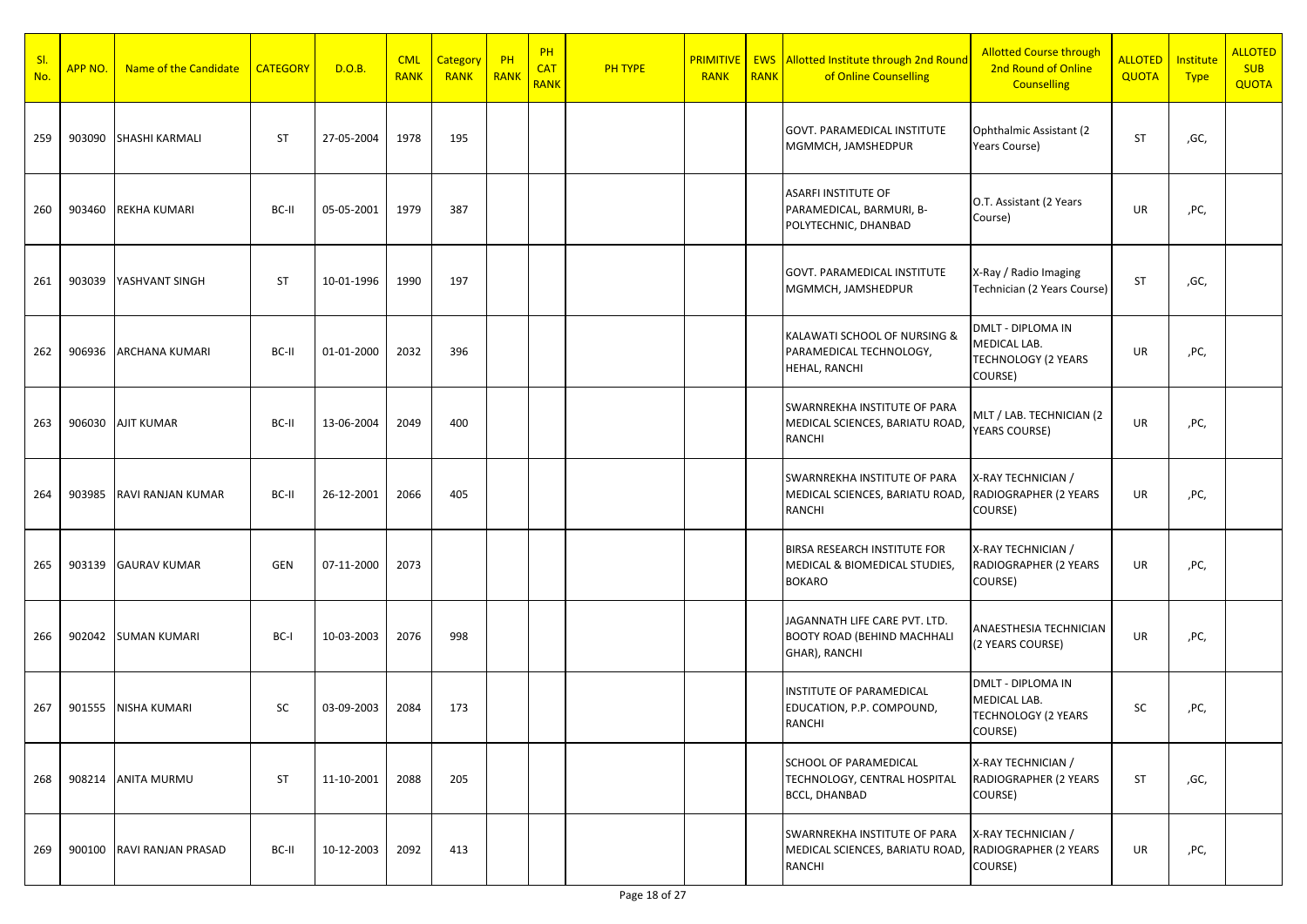| Sl. No. | APP NO. | Name of the Candidate | CATEGORY | D.O.B. | CML RANK | Category RANK | PH RANK | PH CAT RANK | PH TYPE | PRIMITIVE RANK | EWS RANK | Allotted Institute through 2nd Round of Online Counselling | Allotted Course through 2nd Round of Online Counselling | ALLOTED QUOTA | Institute Type | ALLOTED SUB QUOTA |
|---|---|---|---|---|---|---|---|---|---|---|---|---|---|---|---|---|
| 259 | 903090 | SHASHI KARMALI | ST | 27-05-2004 | 1978 | 195 | | | | | | GOVT. PARAMEDICAL INSTITUTE MGMMCH, JAMSHEDPUR | Ophthalmic Assistant (2 Years Course) | ST | ,GC, | |
| 260 | 903460 | REKHA KUMARI | BC-II | 05-05-2001 | 1979 | 387 | | | | | | ASARFI INSTITUTE OF PARAMEDICAL, BARMURI, B-POLYTECHNIC, DHANBAD | O.T. Assistant (2 Years Course) | UR | ,PC, | |
| 261 | 903039 | YASHVANT SINGH | ST | 10-01-1996 | 1990 | 197 | | | | | | GOVT. PARAMEDICAL INSTITUTE MGMMCH, JAMSHEDPUR | X-Ray / Radio Imaging Technician (2 Years Course) | ST | ,GC, | |
| 262 | 906936 | ARCHANA KUMARI | BC-II | 01-01-2000 | 2032 | 396 | | | | | | KALAWATI SCHOOL OF NURSING & PARAMEDICAL TECHNOLOGY, HEHAL, RANCHI | DMLT - DIPLOMA IN MEDICAL LAB. TECHNOLOGY (2 YEARS COURSE) | UR | ,PC, | |
| 263 | 906030 | AJIT KUMAR | BC-II | 13-06-2004 | 2049 | 400 | | | | | | SWARNREKHA INSTITUTE OF PARA MEDICAL SCIENCES, BARIATU ROAD, RANCHI | MLT / LAB. TECHNICIAN (2 YEARS COURSE) | UR | ,PC, | |
| 264 | 903985 | RAVI RANJAN KUMAR | BC-II | 26-12-2001 | 2066 | 405 | | | | | | SWARNREKHA INSTITUTE OF PARA MEDICAL SCIENCES, BARIATU ROAD, RANCHI | X-RAY TECHNICIAN / RADIOGRAPHER (2 YEARS COURSE) | UR | ,PC, | |
| 265 | 903139 | GAURAV KUMAR | GEN | 07-11-2000 | 2073 | | | | | | | BIRSA RESEARCH INSTITUTE FOR MEDICAL & BIOMEDICAL STUDIES, BOKARO | X-RAY TECHNICIAN / RADIOGRAPHER (2 YEARS COURSE) | UR | ,PC, | |
| 266 | 902042 | SUMAN KUMARI | BC-I | 10-03-2003 | 2076 | 998 | | | | | | JAGANNATH LIFE CARE PVT. LTD. BOOTY ROAD (BEHIND MACHHALI GHAR), RANCHI | ANAESTHESIA TECHNICIAN (2 YEARS COURSE) | UR | ,PC, | |
| 267 | 901555 | NISHA KUMARI | SC | 03-09-2003 | 2084 | 173 | | | | | | INSTITUTE OF PARAMEDICAL EDUCATION, P.P. COMPOUND, RANCHI | DMLT - DIPLOMA IN MEDICAL LAB. TECHNOLOGY (2 YEARS COURSE) | SC | ,PC, | |
| 268 | 908214 | ANITA MURMU | ST | 11-10-2001 | 2088 | 205 | | | | | | SCHOOL OF PARAMEDICAL TECHNOLOGY, CENTRAL HOSPITAL BCCL, DHANBAD | X-RAY TECHNICIAN / RADIOGRAPHER (2 YEARS COURSE) | ST | ,GC, | |
| 269 | 900100 | RAVI RANJAN PRASAD | BC-II | 10-12-2003 | 2092 | 413 | | | | | | SWARNREKHA INSTITUTE OF PARA MEDICAL SCIENCES, BARIATU ROAD, RANCHI | X-RAY TECHNICIAN / RADIOGRAPHER (2 YEARS COURSE) | UR | ,PC, | |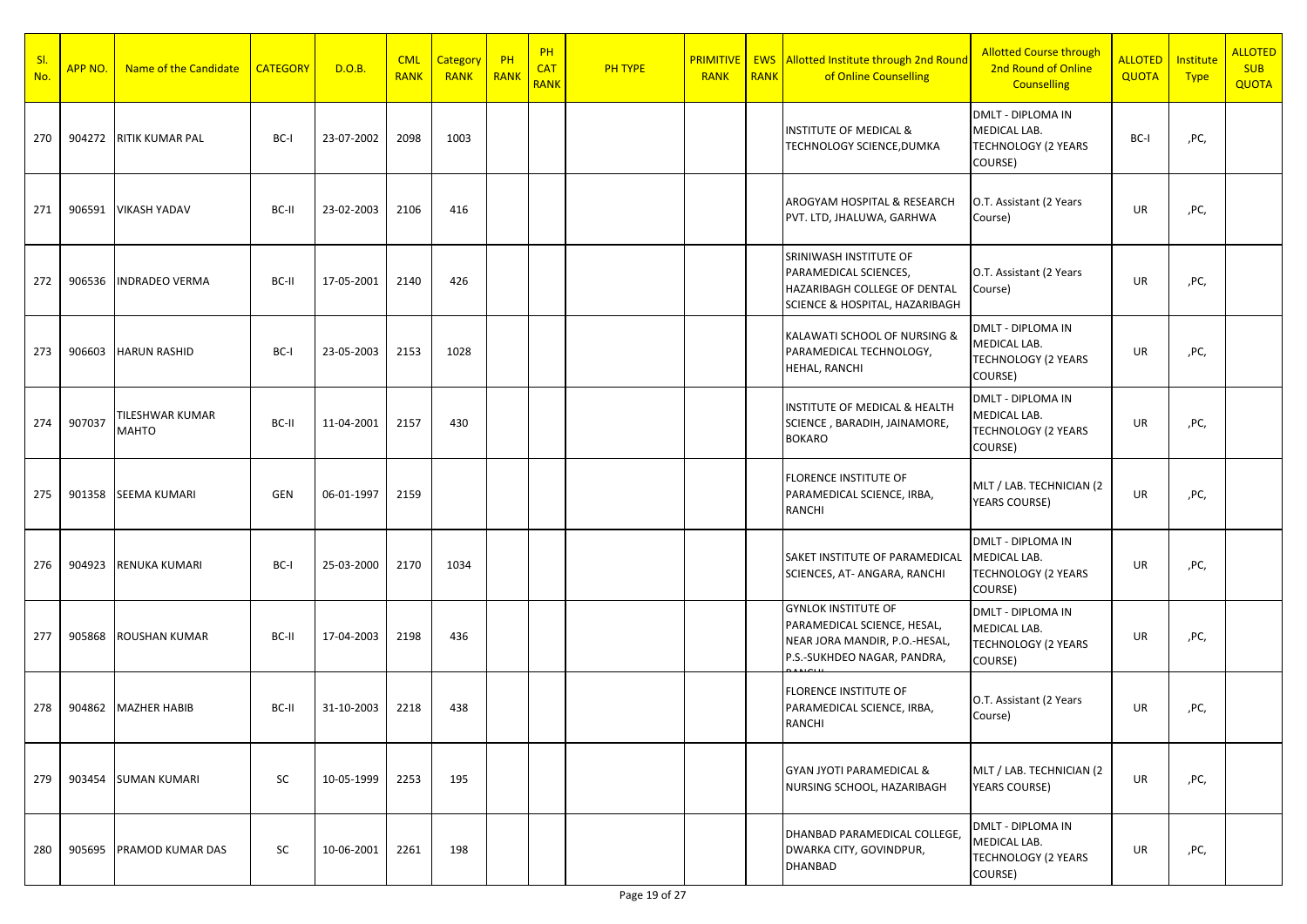| Sl. No. | APP NO. | Name of the Candidate | CATEGORY | D.O.B. | CML RANK | Category RANK | PH RANK | PH CAT RANK | PH TYPE | PRIMITIVE RANK | EWS RANK | Allotted Institute through 2nd Round of Online Counselling | Allotted Course through 2nd Round of Online Counselling | ALLOTED QUOTA | Institute Type | ALLOTED SUB QUOTA |
|---|---|---|---|---|---|---|---|---|---|---|---|---|---|---|---|---|
| 270 | 904272 | RITIK KUMAR PAL | BC-I | 23-07-2002 | 2098 | 1003 | | | | | | INSTITUTE OF MEDICAL & TECHNOLOGY SCIENCE,DUMKA | DMLT - DIPLOMA IN MEDICAL LAB. TECHNOLOGY (2 YEARS COURSE) | BC-I | ,PC, | |
| 271 | 906591 | VIKASH YADAV | BC-II | 23-02-2003 | 2106 | 416 | | | | | | AROGYAM HOSPITAL & RESEARCH PVT. LTD, JHALUWA, GARHWA | O.T. Assistant (2 Years Course) | UR | ,PC, | |
| 272 | 906536 | INDRADEO VERMA | BC-II | 17-05-2001 | 2140 | 426 | | | | | | SRINIWASH INSTITUTE OF PARAMEDICAL SCIENCES, HAZARIBAGH COLLEGE OF DENTAL SCIENCE & HOSPITAL, HAZARIBAGH | O.T. Assistant (2 Years Course) | UR | ,PC, | |
| 273 | 906603 | HARUN RASHID | BC-I | 23-05-2003 | 2153 | 1028 | | | | | | KALAWATI SCHOOL OF NURSING & PARAMEDICAL TECHNOLOGY, HEHAL, RANCHI | DMLT - DIPLOMA IN MEDICAL LAB. TECHNOLOGY (2 YEARS COURSE) | UR | ,PC, | |
| 274 | 907037 | TILESHWAR KUMAR MAHTO | BC-II | 11-04-2001 | 2157 | 430 | | | | | | INSTITUTE OF MEDICAL & HEALTH SCIENCE , BARADIH, JAINAMORE, BOKARO | DMLT - DIPLOMA IN MEDICAL LAB. TECHNOLOGY (2 YEARS COURSE) | UR | ,PC, | |
| 275 | 901358 | SEEMA KUMARI | GEN | 06-01-1997 | 2159 | | | | | | | FLORENCE INSTITUTE OF PARAMEDICAL SCIENCE, IRBA, RANCHI | MLT / LAB. TECHNICIAN (2 YEARS COURSE) | UR | ,PC, | |
| 276 | 904923 | RENUKA KUMARI | BC-I | 25-03-2000 | 2170 | 1034 | | | | | | SAKET INSTITUTE OF PARAMEDICAL SCIENCES, AT- ANGARA, RANCHI | DMLT - DIPLOMA IN MEDICAL LAB. TECHNOLOGY (2 YEARS COURSE) | UR | ,PC, | |
| 277 | 905868 | ROUSHAN KUMAR | BC-II | 17-04-2003 | 2198 | 436 | | | | | | GYNLOK INSTITUTE OF PARAMEDICAL SCIENCE, HESAL, NEAR JORA MANDIR, P.O.-HESAL, P.S.-SUKHDEO NAGAR, PANDRA, RANCHI | DMLT - DIPLOMA IN MEDICAL LAB. TECHNOLOGY (2 YEARS COURSE) | UR | ,PC, | |
| 278 | 904862 | MAZHER HABIB | BC-II | 31-10-2003 | 2218 | 438 | | | | | | FLORENCE INSTITUTE OF PARAMEDICAL SCIENCE, IRBA, RANCHI | O.T. Assistant (2 Years Course) | UR | ,PC, | |
| 279 | 903454 | SUMAN KUMARI | SC | 10-05-1999 | 2253 | 195 | | | | | | GYAN JYOTI PARAMEDICAL & NURSING SCHOOL, HAZARIBAGH | MLT / LAB. TECHNICIAN (2 YEARS COURSE) | UR | ,PC, | |
| 280 | 905695 | PRAMOD KUMAR DAS | SC | 10-06-2001 | 2261 | 198 | | | | | | DHANBAD PARAMEDICAL COLLEGE, DWARKA CITY, GOVINDPUR, DHANBAD | DMLT - DIPLOMA IN MEDICAL LAB. TECHNOLOGY (2 YEARS COURSE) | UR | ,PC, | |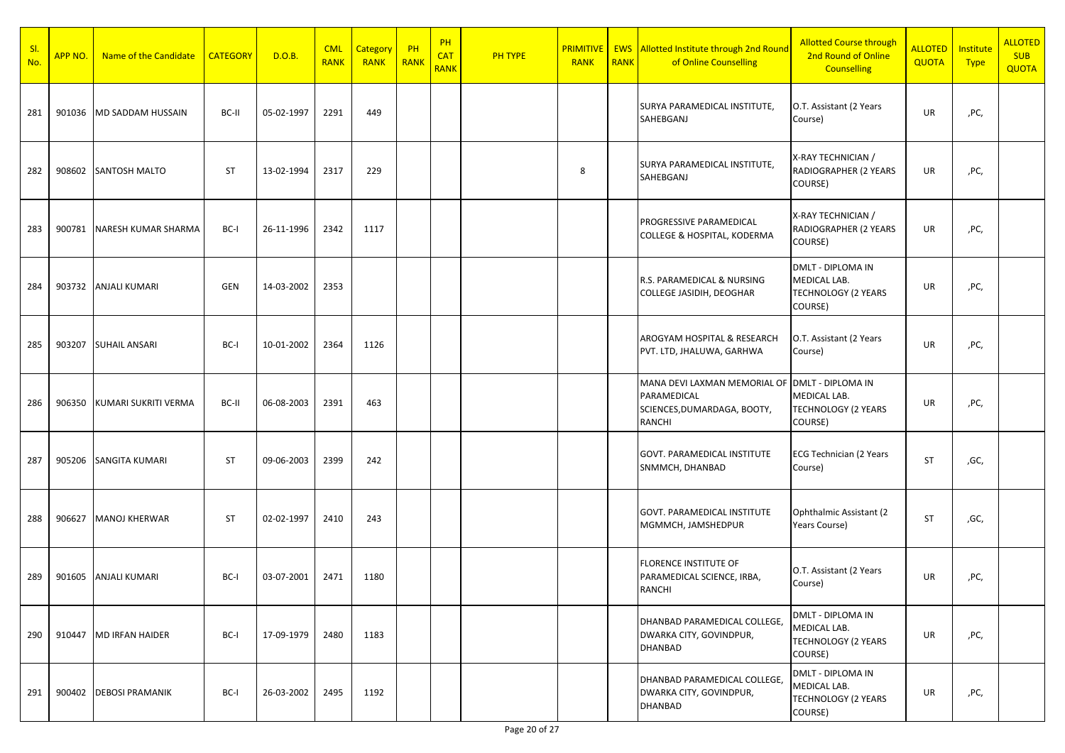| Sl. No. | APP NO. | Name of the Candidate | CATEGORY | D.O.B. | CML RANK | Category RANK | PH RANK | PH CAT RANK | PH TYPE | PRIMITIVE RANK | EWS RANK | Allotted Institute through 2nd Round of Online Counselling | Allotted Course through 2nd Round of Online Counselling | ALLOTED QUOTA | Institute Type | ALLOTED SUB QUOTA |
|---|---|---|---|---|---|---|---|---|---|---|---|---|---|---|---|---|
| 281 | 901036 | MD SADDAM HUSSAIN | BC-II | 05-02-1997 | 2291 | 449 | | | | | | SURYA PARAMEDICAL INSTITUTE, SAHEBGANJ | O.T. Assistant (2 Years Course) | UR | ,PC, | |
| 282 | 908602 | SANTOSH MALTO | ST | 13-02-1994 | 2317 | 229 | | | | 8 | | SURYA PARAMEDICAL INSTITUTE, SAHEBGANJ | X-RAY TECHNICIAN / RADIOGRAPHER (2 YEARS COURSE) | UR | ,PC, | |
| 283 | 900781 | NARESH KUMAR SHARMA | BC-I | 26-11-1996 | 2342 | 1117 | | | | | | PROGRESSIVE PARAMEDICAL COLLEGE & HOSPITAL, KODERMA | X-RAY TECHNICIAN / RADIOGRAPHER (2 YEARS COURSE) | UR | ,PC, | |
| 284 | 903732 | ANJALI KUMARI | GEN | 14-03-2002 | 2353 | | | | | | | R.S. PARAMEDICAL & NURSING COLLEGE JASIDIH, DEOGHAR | DMLT - DIPLOMA IN MEDICAL LAB. TECHNOLOGY (2 YEARS COURSE) | UR | ,PC, | |
| 285 | 903207 | SUHAIL ANSARI | BC-I | 10-01-2002 | 2364 | 1126 | | | | | | AROGYAM HOSPITAL & RESEARCH PVT. LTD, JHALUWA, GARHWA | O.T. Assistant (2 Years Course) | UR | ,PC, | |
| 286 | 906350 | KUMARI SUKRITI VERMA | BC-II | 06-08-2003 | 2391 | 463 | | | | | | MANA DEVI LAXMAN MEMORIAL OF PARAMEDICAL SCIENCES,DUMARDAGA, BOOTY, RANCHI | DMLT - DIPLOMA IN MEDICAL LAB. TECHNOLOGY (2 YEARS COURSE) | UR | ,PC, | |
| 287 | 905206 | SANGITA KUMARI | ST | 09-06-2003 | 2399 | 242 | | | | | | GOVT. PARAMEDICAL INSTITUTE SNMMCH, DHANBAD | ECG Technician (2 Years Course) | ST | ,GC, | |
| 288 | 906627 | MANOJ KHERWAR | ST | 02-02-1997 | 2410 | 243 | | | | | | GOVT. PARAMEDICAL INSTITUTE MGMMCH, JAMSHEDPUR | Ophthalmic Assistant (2 Years Course) | ST | ,GC, | |
| 289 | 901605 | ANJALI KUMARI | BC-I | 03-07-2001 | 2471 | 1180 | | | | | | FLORENCE INSTITUTE OF PARAMEDICAL SCIENCE, IRBA, RANCHI | O.T. Assistant (2 Years Course) | UR | ,PC, | |
| 290 | 910447 | MD IRFAN HAIDER | BC-I | 17-09-1979 | 2480 | 1183 | | | | | | DHANBAD PARAMEDICAL COLLEGE, DWARKA CITY, GOVINDPUR, DHANBAD | DMLT - DIPLOMA IN MEDICAL LAB. TECHNOLOGY (2 YEARS COURSE) | UR | ,PC, | |
| 291 | 900402 | DEBOSI PRAMANIK | BC-I | 26-03-2002 | 2495 | 1192 | | | | | | DHANBAD PARAMEDICAL COLLEGE, DWARKA CITY, GOVINDPUR, DHANBAD | DMLT - DIPLOMA IN MEDICAL LAB. TECHNOLOGY (2 YEARS COURSE) | UR | ,PC, | |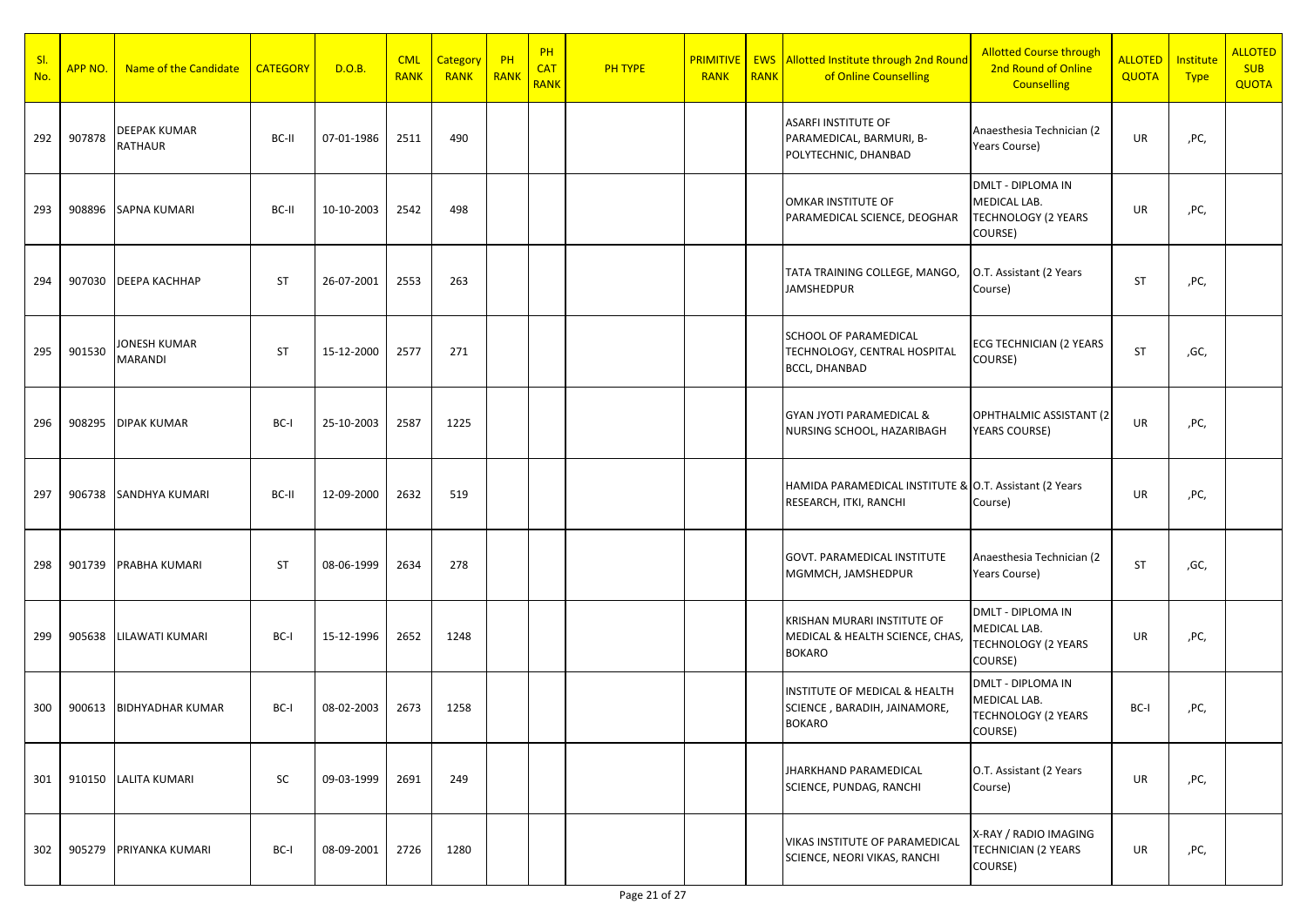| Sl. No. | APP NO. | Name of the Candidate | CATEGORY | D.O.B. | CML RANK | Category RANK | PH RANK | PH CAT RANK | PH TYPE | PRIMITIVE RANK | EWS RANK | Allotted Institute through 2nd Round of Online Counselling | Allotted Course through 2nd Round of Online Counselling | ALLOTED QUOTA | Institute Type | ALLOTED SUB QUOTA |
|---|---|---|---|---|---|---|---|---|---|---|---|---|---|---|---|---|
| 292 | 907878 | DEEPAK KUMAR RATHAUR | BC-II | 07-01-1986 | 2511 | 490 | | | | | | ASARFI INSTITUTE OF PARAMEDICAL, BARMURI, B-POLYTECHNIC, DHANBAD | Anaesthesia Technician (2 Years Course) | UR | ,PC, | |
| 293 | 908896 | SAPNA KUMARI | BC-II | 10-10-2003 | 2542 | 498 | | | | | | OMKAR INSTITUTE OF PARAMEDICAL SCIENCE, DEOGHAR | DMLT - DIPLOMA IN MEDICAL LAB. TECHNOLOGY (2 YEARS COURSE) | UR | ,PC, | |
| 294 | 907030 | DEEPA KACHHAP | ST | 26-07-2001 | 2553 | 263 | | | | | | TATA TRAINING COLLEGE, MANGO, JAMSHEDPUR | O.T. Assistant (2 Years Course) | ST | ,PC, | |
| 295 | 901530 | JONESH KUMAR MARANDI | ST | 15-12-2000 | 2577 | 271 | | | | | | SCHOOL OF PARAMEDICAL TECHNOLOGY, CENTRAL HOSPITAL BCCL, DHANBAD | ECG TECHNICIAN (2 YEARS COURSE) | ST | ,GC, | |
| 296 | 908295 | DIPAK KUMAR | BC-I | 25-10-2003 | 2587 | 1225 | | | | | | GYAN JYOTI PARAMEDICAL & NURSING SCHOOL, HAZARIBAGH | OPHTHALMIC ASSISTANT (2 YEARS COURSE) | UR | ,PC, | |
| 297 | 906738 | SANDHYA KUMARI | BC-II | 12-09-2000 | 2632 | 519 | | | | | | HAMIDA PARAMEDICAL INSTITUTE & RESEARCH, ITKI, RANCHI | O.T. Assistant (2 Years Course) | UR | ,PC, | |
| 298 | 901739 | PRABHA KUMARI | ST | 08-06-1999 | 2634 | 278 | | | | | | GOVT. PARAMEDICAL INSTITUTE MGMMCH, JAMSHEDPUR | Anaesthesia Technician (2 Years Course) | ST | ,GC, | |
| 299 | 905638 | LILAWATI KUMARI | BC-I | 15-12-1996 | 2652 | 1248 | | | | | | KRISHAN MURARI INSTITUTE OF MEDICAL & HEALTH SCIENCE, CHAS, BOKARO | DMLT - DIPLOMA IN MEDICAL LAB. TECHNOLOGY (2 YEARS COURSE) | UR | ,PC, | |
| 300 | 900613 | BIDHYADHAR KUMAR | BC-I | 08-02-2003 | 2673 | 1258 | | | | | | INSTITUTE OF MEDICAL & HEALTH SCIENCE , BARADIH, JAINAMORE, BOKARO | DMLT - DIPLOMA IN MEDICAL LAB. TECHNOLOGY (2 YEARS COURSE) | BC-I | ,PC, | |
| 301 | 910150 | LALITA KUMARI | SC | 09-03-1999 | 2691 | 249 | | | | | | JHARKHAND PARAMEDICAL SCIENCE, PUNDAG, RANCHI | O.T. Assistant (2 Years Course) | UR | ,PC, | |
| 302 | 905279 | PRIYANKA KUMARI | BC-I | 08-09-2001 | 2726 | 1280 | | | | | | VIKAS INSTITUTE OF PARAMEDICAL SCIENCE, NEORI VIKAS, RANCHI | X-RAY / RADIO IMAGING TECHNICIAN (2 YEARS COURSE) | UR | ,PC, | |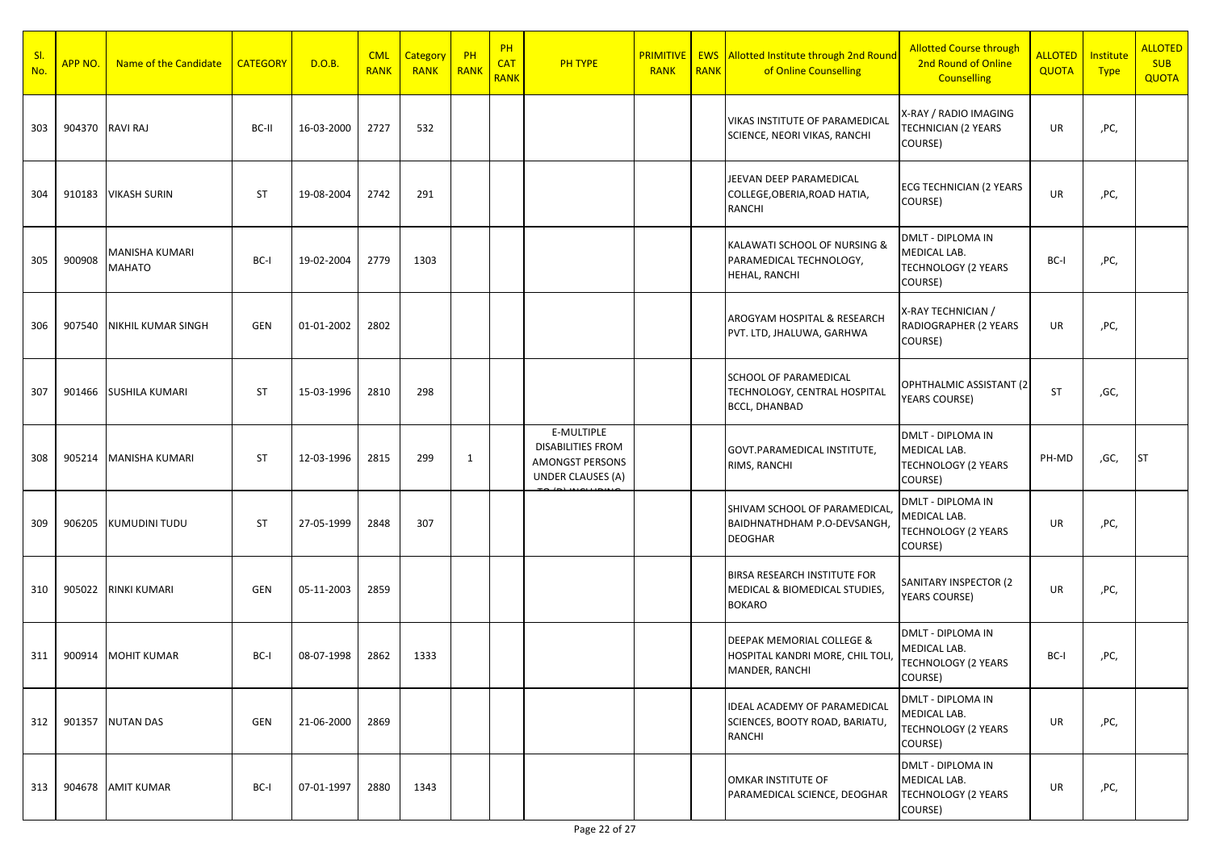| Sl. No. | APP NO. | Name of the Candidate | CATEGORY | D.O.B. | CML RANK | Category RANK | PH RANK | PH CAT RANK | PH TYPE | PRIMITIVE RANK | EWS RANK | Allotted Institute through 2nd Round of Online Counselling | Allotted Course through 2nd Round of Online Counselling | ALLOTED QUOTA | Institute Type | ALLOTED SUB QUOTA |
|---|---|---|---|---|---|---|---|---|---|---|---|---|---|---|---|---|
| 303 | 904370 | RAVI RAJ | BC-II | 16-03-2000 | 2727 | 532 | | | | | | VIKAS INSTITUTE OF PARAMEDICAL SCIENCE, NEORI VIKAS, RANCHI | X-RAY / RADIO IMAGING TECHNICIAN (2 YEARS COURSE) | UR | ,PC, | |
| 304 | 910183 | VIKASH SURIN | ST | 19-08-2004 | 2742 | 291 | | | | | | JEEVAN DEEP PARAMEDICAL COLLEGE,OBERIA,ROAD HATIA, RANCHI | ECG TECHNICIAN (2 YEARS COURSE) | UR | ,PC, | |
| 305 | 900908 | MANISHA KUMARI MAHATO | BC-I | 19-02-2004 | 2779 | 1303 | | | | | | KALAWATI SCHOOL OF NURSING & PARAMEDICAL TECHNOLOGY, HEHAL, RANCHI | DMLT - DIPLOMA IN MEDICAL LAB. TECHNOLOGY (2 YEARS COURSE) | BC-I | ,PC, | |
| 306 | 907540 | NIKHIL KUMAR SINGH | GEN | 01-01-2002 | 2802 | | | | | | | AROGYAM HOSPITAL & RESEARCH PVT. LTD, JHALUWA, GARHWA | X-RAY TECHNICIAN / RADIOGRAPHER (2 YEARS COURSE) | UR | ,PC, | |
| 307 | 901466 | SUSHILA KUMARI | ST | 15-03-1996 | 2810 | 298 | | | | | | SCHOOL OF PARAMEDICAL TECHNOLOGY, CENTRAL HOSPITAL BCCL, DHANBAD | OPHTHALMIC ASSISTANT (2 YEARS COURSE) | ST | ,GC, | |
| 308 | 905214 | MANISHA KUMARI | ST | 12-03-1996 | 2815 | 299 | 1 | | E-MULTIPLE DISABILITIES FROM AMONGST PERSONS UNDER CLAUSES (A) | | | GOVT.PARAMEDICAL INSTITUTE, RIMS, RANCHI | DMLT - DIPLOMA IN MEDICAL LAB. TECHNOLOGY (2 YEARS COURSE) | PH-MD | ,GC, | ST |
| 309 | 906205 | KUMUDINI TUDU | ST | 27-05-1999 | 2848 | 307 | | | | | | SHIVAM SCHOOL OF PARAMEDICAL, BAIDHNATHDHAM P.O-DEVSANGH, DEOGHAR | DMLT - DIPLOMA IN MEDICAL LAB. TECHNOLOGY (2 YEARS COURSE) | UR | ,PC, | |
| 310 | 905022 | RINKI KUMARI | GEN | 05-11-2003 | 2859 | | | | | | | BIRSA RESEARCH INSTITUTE FOR MEDICAL & BIOMEDICAL STUDIES, BOKARO | SANITARY INSPECTOR (2 YEARS COURSE) | UR | ,PC, | |
| 311 | 900914 | MOHIT KUMAR | BC-I | 08-07-1998 | 2862 | 1333 | | | | | | DEEPAK MEMORIAL COLLEGE & HOSPITAL KANDRI MORE, CHIL TOLI, MANDER, RANCHI | DMLT - DIPLOMA IN MEDICAL LAB. TECHNOLOGY (2 YEARS COURSE) | BC-I | ,PC, | |
| 312 | 901357 | NUTAN DAS | GEN | 21-06-2000 | 2869 | | | | | | | IDEAL ACADEMY OF PARAMEDICAL SCIENCES, BOOTY ROAD, BARIATU, RANCHI | DMLT - DIPLOMA IN MEDICAL LAB. TECHNOLOGY (2 YEARS COURSE) | UR | ,PC, | |
| 313 | 904678 | AMIT KUMAR | BC-I | 07-01-1997 | 2880 | 1343 | | | | | | OMKAR INSTITUTE OF PARAMEDICAL SCIENCE, DEOGHAR | DMLT - DIPLOMA IN MEDICAL LAB. TECHNOLOGY (2 YEARS COURSE) | UR | ,PC, | |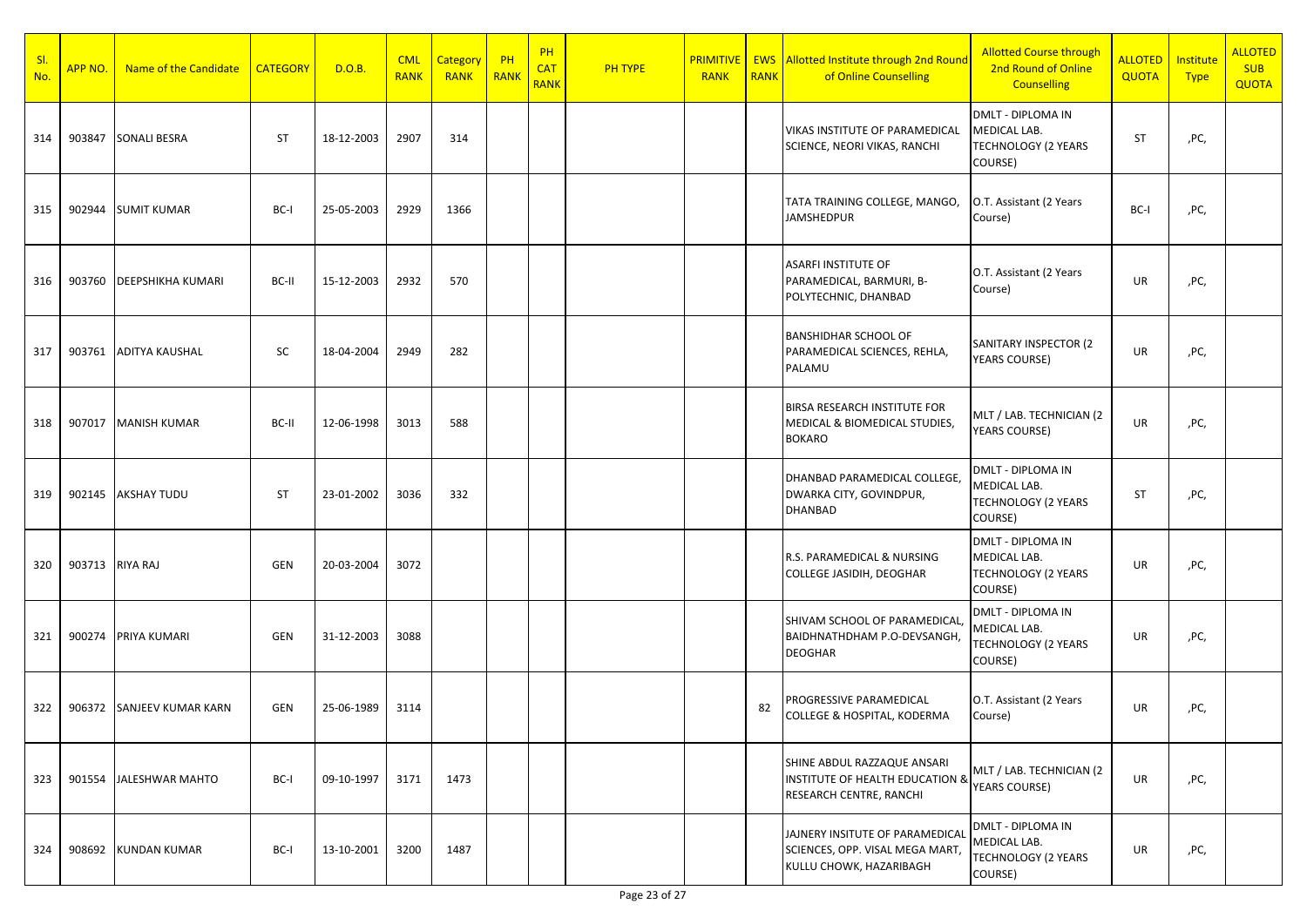| Sl. No. | APP NO. | Name of the Candidate | CATEGORY | D.O.B. | CML RANK | Category RANK | PH RANK | PH CAT RANK | PH TYPE | PRIMITIVE RANK | EWS RANK | Allotted Institute through 2nd Round of Online Counselling | Allotted Course through 2nd Round of Online Counselling | ALLOTED QUOTA | Institute Type | ALLOTED SUB QUOTA |
|---|---|---|---|---|---|---|---|---|---|---|---|---|---|---|---|---|
| 314 | 903847 | SONALI BESRA | ST | 18-12-2003 | 2907 | 314 | | | | | | VIKAS INSTITUTE OF PARAMEDICAL SCIENCE, NEORI VIKAS, RANCHI | DMLT - DIPLOMA IN MEDICAL LAB. TECHNOLOGY (2 YEARS COURSE) | ST | ,PC, | |
| 315 | 902944 | SUMIT KUMAR | BC-I | 25-05-2003 | 2929 | 1366 | | | | | | TATA TRAINING COLLEGE, MANGO, JAMSHEDPUR | O.T. Assistant (2 Years Course) | BC-I | ,PC, | |
| 316 | 903760 | DEEPSHIKHA KUMARI | BC-II | 15-12-2003 | 2932 | 570 | | | | | | ASARFI INSTITUTE OF PARAMEDICAL, BARMURI, B-POLYTECHNIC, DHANBAD | O.T. Assistant (2 Years Course) | UR | ,PC, | |
| 317 | 903761 | ADITYA KAUSHAL | SC | 18-04-2004 | 2949 | 282 | | | | | | BANSHIDHAR SCHOOL OF PARAMEDICAL SCIENCES, REHLA, PALAMU | SANITARY INSPECTOR (2 YEARS COURSE) | UR | ,PC, | |
| 318 | 907017 | MANISH KUMAR | BC-II | 12-06-1998 | 3013 | 588 | | | | | | BIRSA RESEARCH INSTITUTE FOR MEDICAL & BIOMEDICAL STUDIES, BOKARO | MLT / LAB. TECHNICIAN (2 YEARS COURSE) | UR | ,PC, | |
| 319 | 902145 | AKSHAY TUDU | ST | 23-01-2002 | 3036 | 332 | | | | | | DHANBAD PARAMEDICAL COLLEGE, DWARKA CITY, GOVINDPUR, DHANBAD | DMLT - DIPLOMA IN MEDICAL LAB. TECHNOLOGY (2 YEARS COURSE) | ST | ,PC, | |
| 320 | 903713 | RIYA RAJ | GEN | 20-03-2004 | 3072 | | | | | | | R.S. PARAMEDICAL & NURSING COLLEGE JASIDIH, DEOGHAR | DMLT - DIPLOMA IN MEDICAL LAB. TECHNOLOGY (2 YEARS COURSE) | UR | ,PC, | |
| 321 | 900274 | PRIYA KUMARI | GEN | 31-12-2003 | 3088 | | | | | | | SHIVAM SCHOOL OF PARAMEDICAL, BAIDHNATHDHAM P.O-DEVSANGH, DEOGHAR | DMLT - DIPLOMA IN MEDICAL LAB. TECHNOLOGY (2 YEARS COURSE) | UR | ,PC, | |
| 322 | 906372 | SANJEEV KUMAR KARN | GEN | 25-06-1989 | 3114 | | | | | | 82 | PROGRESSIVE PARAMEDICAL COLLEGE & HOSPITAL, KODERMA | O.T. Assistant (2 Years Course) | UR | ,PC, | |
| 323 | 901554 | JALESHWAR MAHTO | BC-I | 09-10-1997 | 3171 | 1473 | | | | | | SHINE ABDUL RAZZAQUE ANSARI INSTITUTE OF HEALTH EDUCATION & RESEARCH CENTRE, RANCHI | MLT / LAB. TECHNICIAN (2 YEARS COURSE) | UR | ,PC, | |
| 324 | 908692 | KUNDAN KUMAR | BC-I | 13-10-2001 | 3200 | 1487 | | | | | | JAJNERY INSITUTE OF PARAMEDICAL SCIENCES, OPP. VISAL MEGA MART, KULLU CHOWK, HAZARIBAGH | DMLT - DIPLOMA IN MEDICAL LAB. TECHNOLOGY (2 YEARS COURSE) | UR | ,PC, | |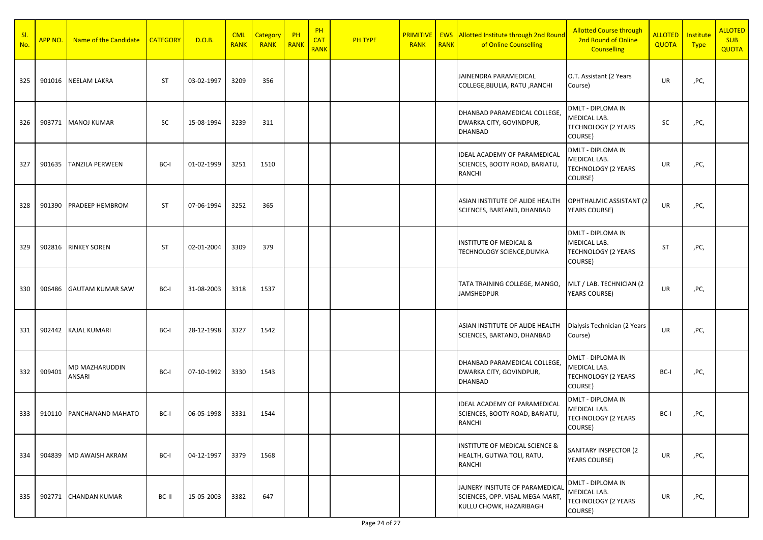| Sl. No. | APP NO. | Name of the Candidate | CATEGORY | D.O.B. | CML RANK | Category RANK | PH RANK | PH CAT RANK | PH TYPE | PRIMITIVE RANK | EWS RANK | Allotted Institute through 2nd Round of Online Counselling | Allotted Course through 2nd Round of Online Counselling | ALLOTED QUOTA | Institute Type | ALLOTED SUB QUOTA |
|---|---|---|---|---|---|---|---|---|---|---|---|---|---|---|---|---|
| 325 | 901016 | NEELAM LAKRA | ST | 03-02-1997 | 3209 | 356 | | | | | | JAINENDRA PARAMEDICAL COLLEGE,BIJULIA, RATU ,RANCHI | O.T. Assistant (2 Years Course) | UR | ,PC, | |
| 326 | 903771 | MANOJ KUMAR | SC | 15-08-1994 | 3239 | 311 | | | | | | DHANBAD PARAMEDICAL COLLEGE, DWARKA CITY, GOVINDPUR, DHANBAD | DMLT - DIPLOMA IN MEDICAL LAB. TECHNOLOGY (2 YEARS COURSE) | SC | ,PC, | |
| 327 | 901635 | TANZILA PERWEEN | BC-I | 01-02-1999 | 3251 | 1510 | | | | | | IDEAL ACADEMY OF PARAMEDICAL SCIENCES, BOOTY ROAD, BARIATU, RANCHI | DMLT - DIPLOMA IN MEDICAL LAB. TECHNOLOGY (2 YEARS COURSE) | UR | ,PC, | |
| 328 | 901390 | PRADEEP HEMBROM | ST | 07-06-1994 | 3252 | 365 | | | | | | ASIAN INSTITUTE OF ALIDE HEALTH SCIENCES, BARTAND, DHANBAD | OPHTHALMIC ASSISTANT (2 YEARS COURSE) | UR | ,PC, | |
| 329 | 902816 | RINKEY SOREN | ST | 02-01-2004 | 3309 | 379 | | | | | | INSTITUTE OF MEDICAL & TECHNOLOGY SCIENCE,DUMKA | DMLT - DIPLOMA IN MEDICAL LAB. TECHNOLOGY (2 YEARS COURSE) | ST | ,PC, | |
| 330 | 906486 | GAUTAM KUMAR SAW | BC-I | 31-08-2003 | 3318 | 1537 | | | | | | TATA TRAINING COLLEGE, MANGO, JAMSHEDPUR | MLT / LAB. TECHNICIAN (2 YEARS COURSE) | UR | ,PC, | |
| 331 | 902442 | KAJAL KUMARI | BC-I | 28-12-1998 | 3327 | 1542 | | | | | | ASIAN INSTITUTE OF ALIDE HEALTH SCIENCES, BARTAND, DHANBAD | Dialysis Technician (2 Years Course) | UR | ,PC, | |
| 332 | 909401 | MD MAZHARUDDIN ANSARI | BC-I | 07-10-1992 | 3330 | 1543 | | | | | | DHANBAD PARAMEDICAL COLLEGE, DWARKA CITY, GOVINDPUR, DHANBAD | DMLT - DIPLOMA IN MEDICAL LAB. TECHNOLOGY (2 YEARS COURSE) | BC-I | ,PC, | |
| 333 | 910110 | PANCHANAND MAHATO | BC-I | 06-05-1998 | 3331 | 1544 | | | | | | IDEAL ACADEMY OF PARAMEDICAL SCIENCES, BOOTY ROAD, BARIATU, RANCHI | DMLT - DIPLOMA IN MEDICAL LAB. TECHNOLOGY (2 YEARS COURSE) | BC-I | ,PC, | |
| 334 | 904839 | MD AWAISH AKRAM | BC-I | 04-12-1997 | 3379 | 1568 | | | | | | INSTITUTE OF MEDICAL SCIENCE & HEALTH, GUTWA TOLI, RATU, RANCHI | SANITARY INSPECTOR (2 YEARS COURSE) | UR | ,PC, | |
| 335 | 902771 | CHANDAN KUMAR | BC-II | 15-05-2003 | 3382 | 647 | | | | | | JAJNERY INSITUTE OF PARAMEDICAL SCIENCES, OPP. VISAL MEGA MART, KULLU CHOWK, HAZARIBAGH | DMLT - DIPLOMA IN MEDICAL LAB. TECHNOLOGY (2 YEARS COURSE) | UR | ,PC, | |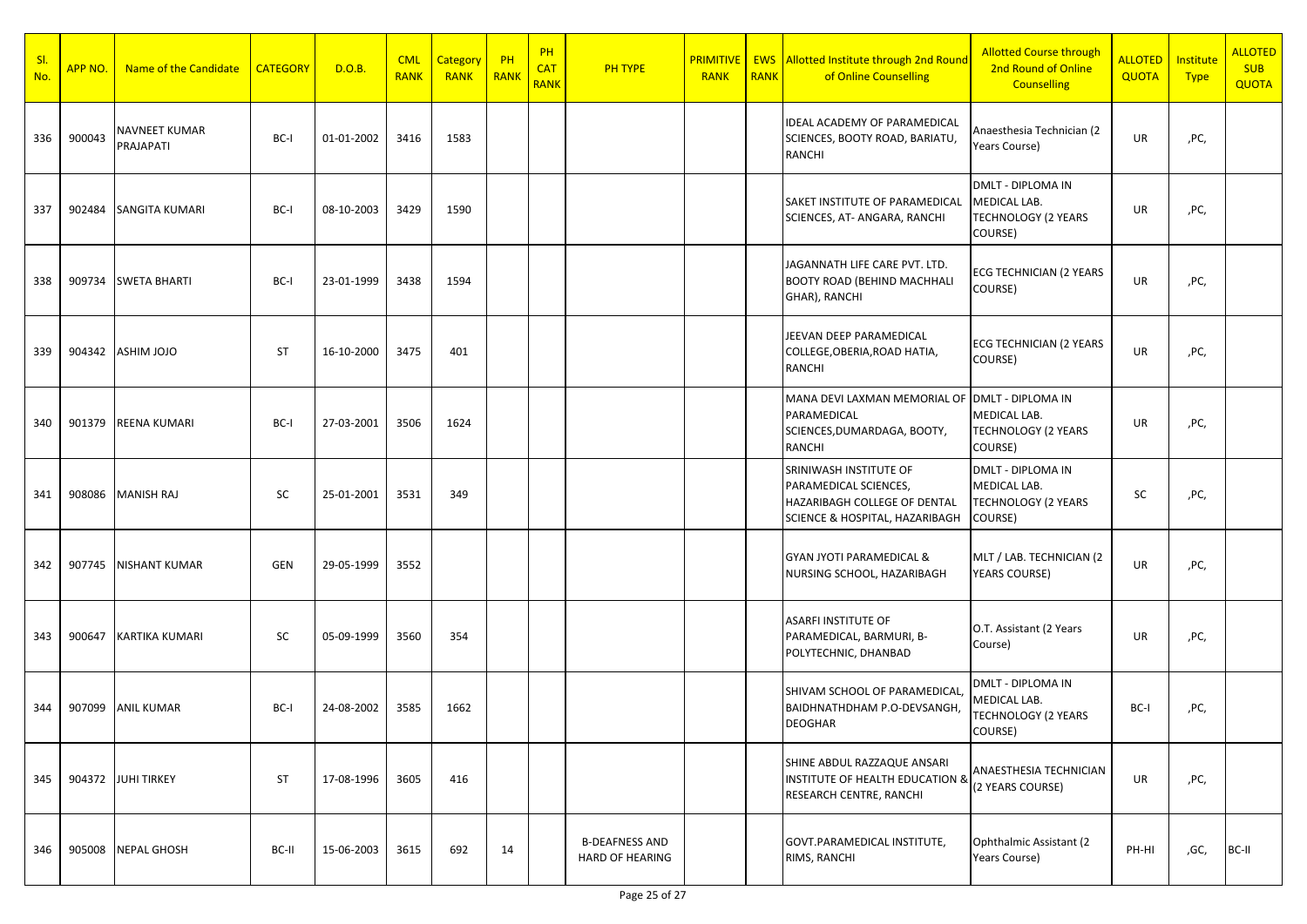| Sl. No. | APP NO. | Name of the Candidate | CATEGORY | D.O.B. | CML RANK | Category RANK | PH RANK | PH CAT RANK | PH TYPE | PRIMITIVE RANK | EWS RANK | Allotted Institute through 2nd Round of Online Counselling | Allotted Course through 2nd Round of Online Counselling | ALLOTED QUOTA | Institute Type | ALLOTED SUB QUOTA |
|---|---|---|---|---|---|---|---|---|---|---|---|---|---|---|---|---|
| 336 | 900043 | NAVNEET KUMAR PRAJAPATI | BC-I | 01-01-2002 | 3416 | 1583 | | | | | | IDEAL ACADEMY OF PARAMEDICAL SCIENCES, BOOTY ROAD, BARIATU, RANCHI | Anaesthesia Technician (2 Years Course) | UR | ,PC, | |
| 337 | 902484 | SANGITA KUMARI | BC-I | 08-10-2003 | 3429 | 1590 | | | | | | SAKET INSTITUTE OF PARAMEDICAL SCIENCES, AT- ANGARA, RANCHI | DMLT - DIPLOMA IN MEDICAL LAB. TECHNOLOGY (2 YEARS COURSE) | UR | ,PC, | |
| 338 | 909734 | SWETA BHARTI | BC-I | 23-01-1999 | 3438 | 1594 | | | | | | JAGANNATH LIFE CARE PVT. LTD. BOOTY ROAD (BEHIND MACHHALI GHAR), RANCHI | ECG TECHNICIAN (2 YEARS COURSE) | UR | ,PC, | |
| 339 | 904342 | ASHIM JOJO | ST | 16-10-2000 | 3475 | 401 | | | | | | JEEVAN DEEP PARAMEDICAL COLLEGE,OBERIA,ROAD HATIA, RANCHI | ECG TECHNICIAN (2 YEARS COURSE) | UR | ,PC, | |
| 340 | 901379 | REENA KUMARI | BC-I | 27-03-2001 | 3506 | 1624 | | | | | | MANA DEVI LAXMAN MEMORIAL OF PARAMEDICAL SCIENCES,DUMARDAGA, BOOTY, RANCHI | DMLT - DIPLOMA IN MEDICAL LAB. TECHNOLOGY (2 YEARS COURSE) | UR | ,PC, | |
| 341 | 908086 | MANISH RAJ | SC | 25-01-2001 | 3531 | 349 | | | | | | SRINIWASH INSTITUTE OF PARAMEDICAL SCIENCES, HAZARIBAGH COLLEGE OF DENTAL SCIENCE & HOSPITAL, HAZARIBAGH | DMLT - DIPLOMA IN MEDICAL LAB. TECHNOLOGY (2 YEARS COURSE) | SC | ,PC, | |
| 342 | 907745 | NISHANT KUMAR | GEN | 29-05-1999 | 3552 | | | | | | | GYAN JYOTI PARAMEDICAL & NURSING SCHOOL, HAZARIBAGH | MLT / LAB. TECHNICIAN (2 YEARS COURSE) | UR | ,PC, | |
| 343 | 900647 | KARTIKA KUMARI | SC | 05-09-1999 | 3560 | 354 | | | | | | ASARFI INSTITUTE OF PARAMEDICAL, BARMURI, B-POLYTECHNIC, DHANBAD | O.T. Assistant (2 Years Course) | UR | ,PC, | |
| 344 | 907099 | ANIL KUMAR | BC-I | 24-08-2002 | 3585 | 1662 | | | | | | SHIVAM SCHOOL OF PARAMEDICAL, BAIDHNATHDHAM P.O-DEVSANGH, DEOGHAR | DMLT - DIPLOMA IN MEDICAL LAB. TECHNOLOGY (2 YEARS COURSE) | BC-I | ,PC, | |
| 345 | 904372 | JUHI TIRKEY | ST | 17-08-1996 | 3605 | 416 | | | | | | SHINE ABDUL RAZZAQUE ANSARI INSTITUTE OF HEALTH EDUCATION & RESEARCH CENTRE, RANCHI | ANAESTHESIA TECHNICIAN (2 YEARS COURSE) | UR | ,PC, | |
| 346 | 905008 | NEPAL GHOSH | BC-II | 15-06-2003 | 3615 | 692 | 14 | | B-DEAFNESS AND HARD OF HEARING | | | GOVT.PARAMEDICAL INSTITUTE, RIMS, RANCHI | Ophthalmic Assistant (2 Years Course) | PH-HI | ,GC, | BC-II |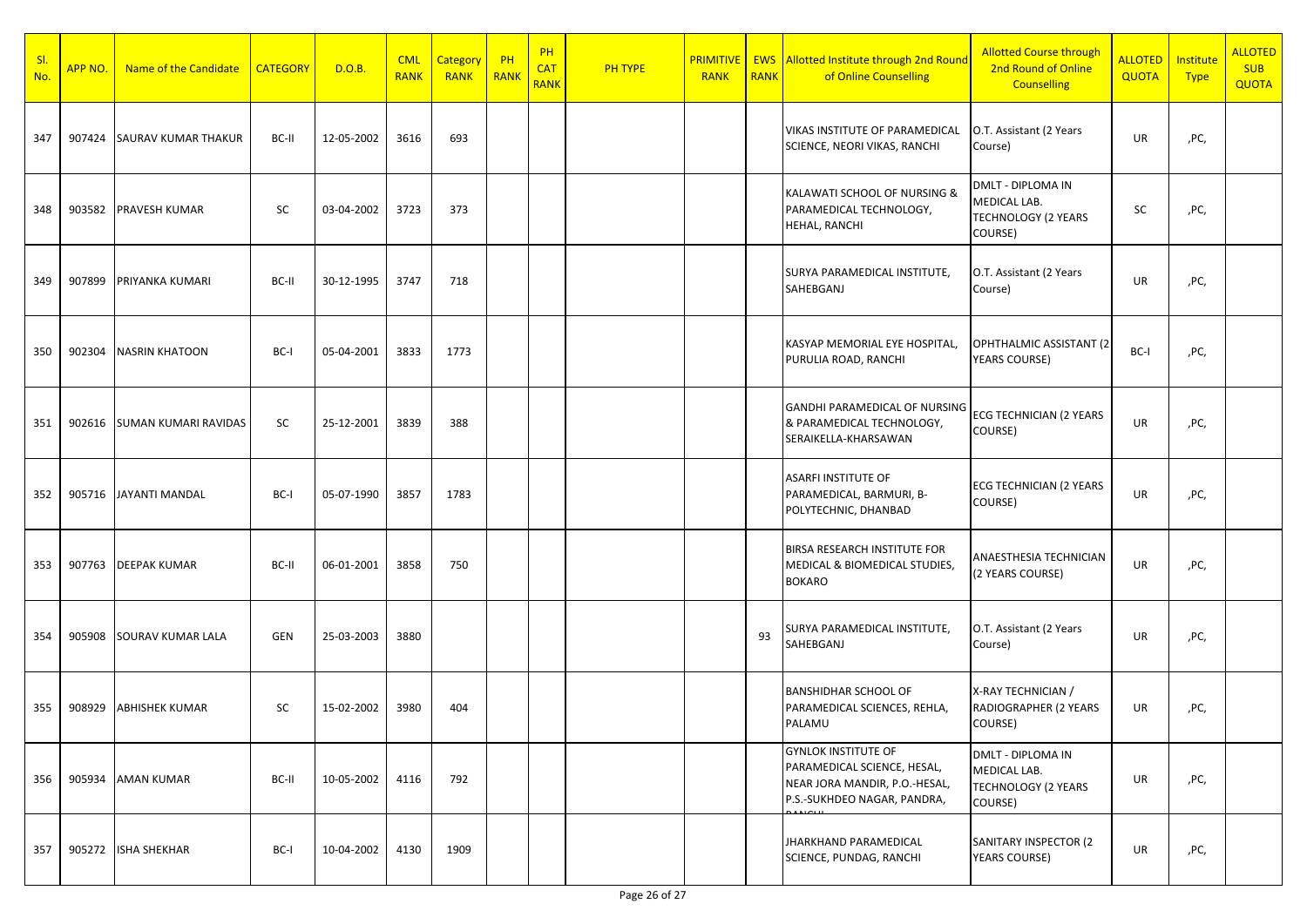| Sl. No. | APP NO. | Name of the Candidate | CATEGORY | D.O.B. | CML RANK | Category RANK | PH RANK | PH CAT RANK | PH TYPE | PRIMITIVE RANK | EWS RANK | Allotted Institute through 2nd Round of Online Counselling | Allotted Course through 2nd Round of Online Counselling | ALLOTED QUOTA | Institute Type | ALLOTED SUB QUOTA |
|---|---|---|---|---|---|---|---|---|---|---|---|---|---|---|---|---|
| 347 | 907424 | SAURAV KUMAR THAKUR | BC-II | 12-05-2002 | 3616 | 693 | | | | | | VIKAS INSTITUTE OF PARAMEDICAL SCIENCE, NEORI VIKAS, RANCHI | O.T. Assistant (2 Years Course) | UR | ,PC, | |
| 348 | 903582 | PRAVESH KUMAR | SC | 03-04-2002 | 3723 | 373 | | | | | | KALAWATI SCHOOL OF NURSING & PARAMEDICAL TECHNOLOGY, HEHAL, RANCHI | DMLT - DIPLOMA IN MEDICAL LAB. TECHNOLOGY (2 YEARS COURSE) | SC | ,PC, | |
| 349 | 907899 | PRIYANKA KUMARI | BC-II | 30-12-1995 | 3747 | 718 | | | | | | SURYA PARAMEDICAL INSTITUTE, SAHEBGANJ | O.T. Assistant (2 Years Course) | UR | ,PC, | |
| 350 | 902304 | NASRIN KHATOON | BC-I | 05-04-2001 | 3833 | 1773 | | | | | | KASYAP MEMORIAL EYE HOSPITAL, PURULIA ROAD, RANCHI | OPHTHALMIC ASSISTANT (2 YEARS COURSE) | BC-I | ,PC, | |
| 351 | 902616 | SUMAN KUMARI RAVIDAS | SC | 25-12-2001 | 3839 | 388 | | | | | | GANDHI PARAMEDICAL OF NURSING & PARAMEDICAL TECHNOLOGY, SERAIKELLA-KHARSAWAN | ECG TECHNICIAN (2 YEARS COURSE) | UR | ,PC, | |
| 352 | 905716 | JAYANTI MANDAL | BC-I | 05-07-1990 | 3857 | 1783 | | | | | | ASARFI INSTITUTE OF PARAMEDICAL, BARMURI, B-POLYTECHNIC, DHANBAD | ECG TECHNICIAN (2 YEARS COURSE) | UR | ,PC, | |
| 353 | 907763 | DEEPAK KUMAR | BC-II | 06-01-2001 | 3858 | 750 | | | | | | BIRSA RESEARCH INSTITUTE FOR MEDICAL & BIOMEDICAL STUDIES, BOKARO | ANAESTHESIA TECHNICIAN (2 YEARS COURSE) | UR | ,PC, | |
| 354 | 905908 | SOURAV KUMAR LALA | GEN | 25-03-2003 | 3880 | | | | | | 93 | SURYA PARAMEDICAL INSTITUTE, SAHEBGANJ | O.T. Assistant (2 Years Course) | UR | ,PC, | |
| 355 | 908929 | ABHISHEK KUMAR | SC | 15-02-2002 | 3980 | 404 | | | | | | BANSHIDHAR SCHOOL OF PARAMEDICAL SCIENCES, REHLA, PALAMU | X-RAY TECHNICIAN / RADIOGRAPHER (2 YEARS COURSE) | UR | ,PC, | |
| 356 | 905934 | AMAN KUMAR | BC-II | 10-05-2002 | 4116 | 792 | | | | | | GYNLOK INSTITUTE OF PARAMEDICAL SCIENCE, HESAL, NEAR JORA MANDIR, P.O.-HESAL, P.S.-SUKHDEO NAGAR, PANDRA, RANCHI | DMLT - DIPLOMA IN MEDICAL LAB. TECHNOLOGY (2 YEARS COURSE) | UR | ,PC, | |
| 357 | 905272 | ISHA SHEKHAR | BC-I | 10-04-2002 | 4130 | 1909 | | | | | | JHARKHAND PARAMEDICAL SCIENCE, PUNDAG, RANCHI | SANITARY INSPECTOR (2 YEARS COURSE) | UR | ,PC, | |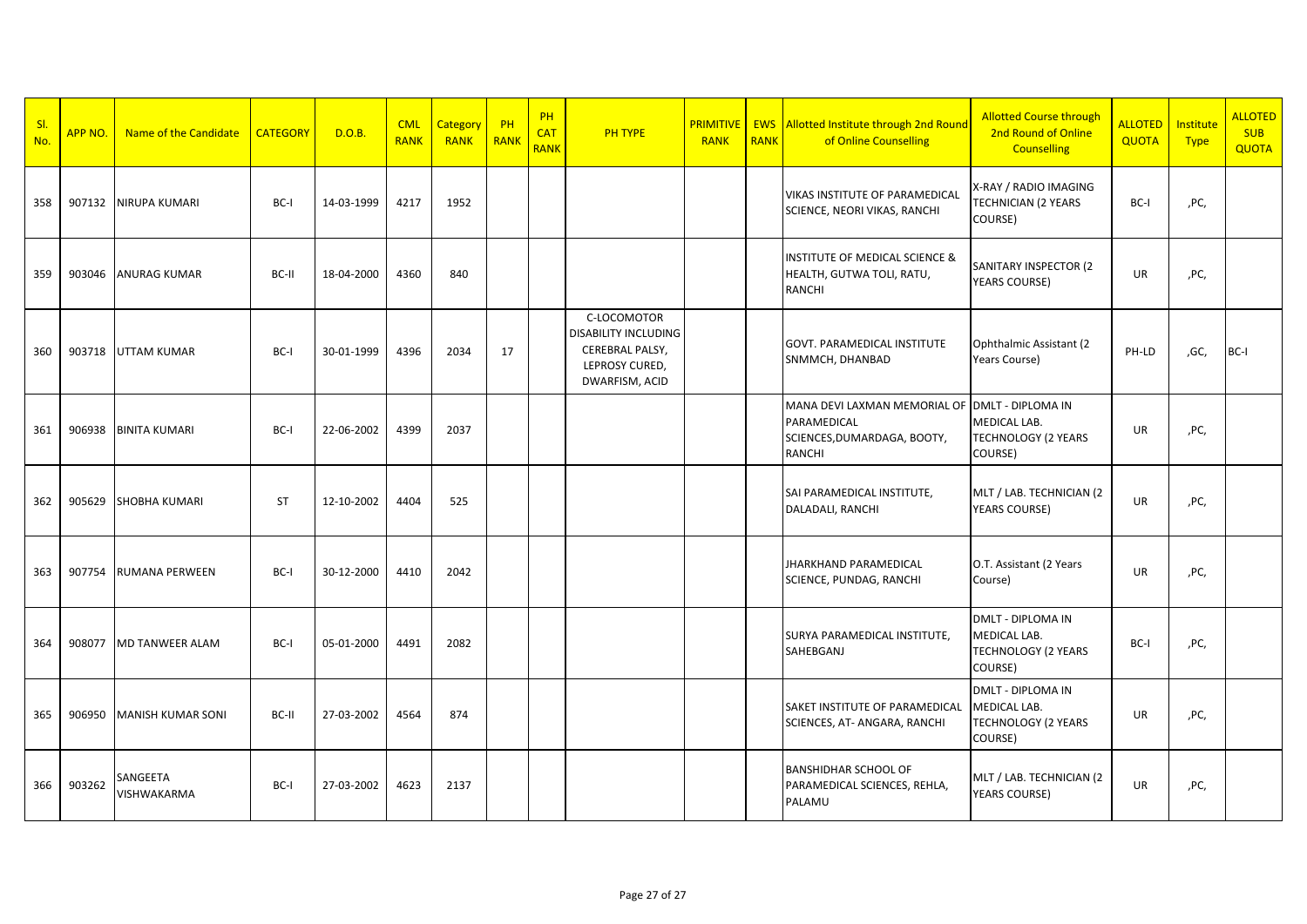| Sl. No. | APP NO. | Name of the Candidate | CATEGORY | D.O.B. | CML RANK | Category RANK | PH RANK | PH CAT RANK | PH TYPE | PRIMITIVE RANK | EWS RANK | Allotted Institute through 2nd Round of Online Counselling | Allotted Course through 2nd Round of Online Counselling | ALLOTED QUOTA | Institute Type | ALLOTED SUB QUOTA |
|---|---|---|---|---|---|---|---|---|---|---|---|---|---|---|---|---|
| 358 | 907132 | NIRUPA KUMARI | BC-I | 14-03-1999 | 4217 | 1952 | | | | | | VIKAS INSTITUTE OF PARAMEDICAL SCIENCE, NEORI VIKAS, RANCHI | X-RAY / RADIO IMAGING TECHNICIAN (2 YEARS COURSE) | BC-I | ,PC, | |
| 359 | 903046 | ANURAG KUMAR | BC-II | 18-04-2000 | 4360 | 840 | | | | | | INSTITUTE OF MEDICAL SCIENCE & HEALTH, GUTWA TOLI, RATU, RANCHI | SANITARY INSPECTOR (2 YEARS COURSE) | UR | ,PC, | |
| 360 | 903718 | UTTAM KUMAR | BC-I | 30-01-1999 | 4396 | 2034 | 17 | | C-LOCOMOTOR DISABILITY INCLUDING CEREBRAL PALSY, LEPROSY CURED, DWARFISM, ACID | | | GOVT. PARAMEDICAL INSTITUTE SNMMCH, DHANBAD | Ophthalmic Assistant (2 Years Course) | PH-LD | ,GC, | BC-I |
| 361 | 906938 | BINITA KUMARI | BC-I | 22-06-2002 | 4399 | 2037 | | | | | | MANA DEVI LAXMAN MEMORIAL OF PARAMEDICAL SCIENCES,DUMARDAGA, BOOTY, RANCHI | DMLT - DIPLOMA IN MEDICAL LAB. TECHNOLOGY (2 YEARS COURSE) | UR | ,PC, | |
| 362 | 905629 | SHOBHA KUMARI | ST | 12-10-2002 | 4404 | 525 | | | | | | SAI PARAMEDICAL INSTITUTE, DALADALI, RANCHI | MLT / LAB. TECHNICIAN (2 YEARS COURSE) | UR | ,PC, | |
| 363 | 907754 | RUMANA PERWEEN | BC-I | 30-12-2000 | 4410 | 2042 | | | | | | JHARKHAND PARAMEDICAL SCIENCE, PUNDAG, RANCHI | O.T. Assistant (2 Years Course) | UR | ,PC, | |
| 364 | 908077 | MD TANWEER ALAM | BC-I | 05-01-2000 | 4491 | 2082 | | | | | | SURYA PARAMEDICAL INSTITUTE, SAHEBGANJ | DMLT - DIPLOMA IN MEDICAL LAB. TECHNOLOGY (2 YEARS COURSE) | BC-I | ,PC, | |
| 365 | 906950 | MANISH KUMAR SONI | BC-II | 27-03-2002 | 4564 | 874 | | | | | | SAKET INSTITUTE OF PARAMEDICAL SCIENCES, AT- ANGARA, RANCHI | DMLT - DIPLOMA IN MEDICAL LAB. TECHNOLOGY (2 YEARS COURSE) | UR | ,PC, | |
| 366 | 903262 | SANGEETA VISHWAKARMA | BC-I | 27-03-2002 | 4623 | 2137 | | | | | | BANSHIDHAR SCHOOL OF PARAMEDICAL SCIENCES, REHLA, PALAMU | MLT / LAB. TECHNICIAN (2 YEARS COURSE) | UR | ,PC, | |